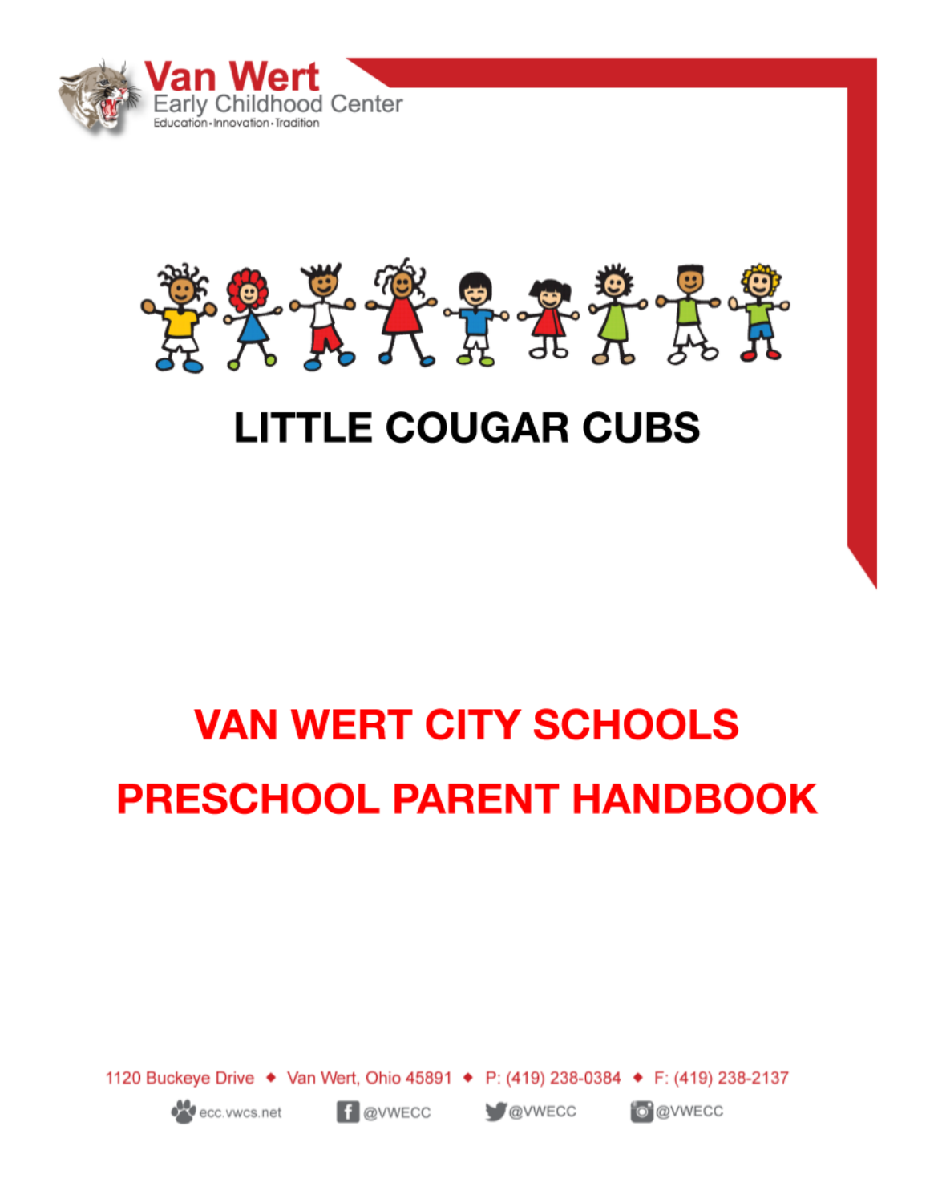Van Wert
Early Childhood Center
Education • Innovation • Tradition

# LITTLE COUGAR CUBS

# VAN WERT CITY SCHOOLS

# PRESCHOOL PARENT HANDBOOK

1120 Buckeye Drive ◆ Van Wert, Ohio 45891 ◆ P: (419) 238-0384 ◆ F: (419) 238-2137

ecc.vwcs.net @VWECC @VWECC @VWECC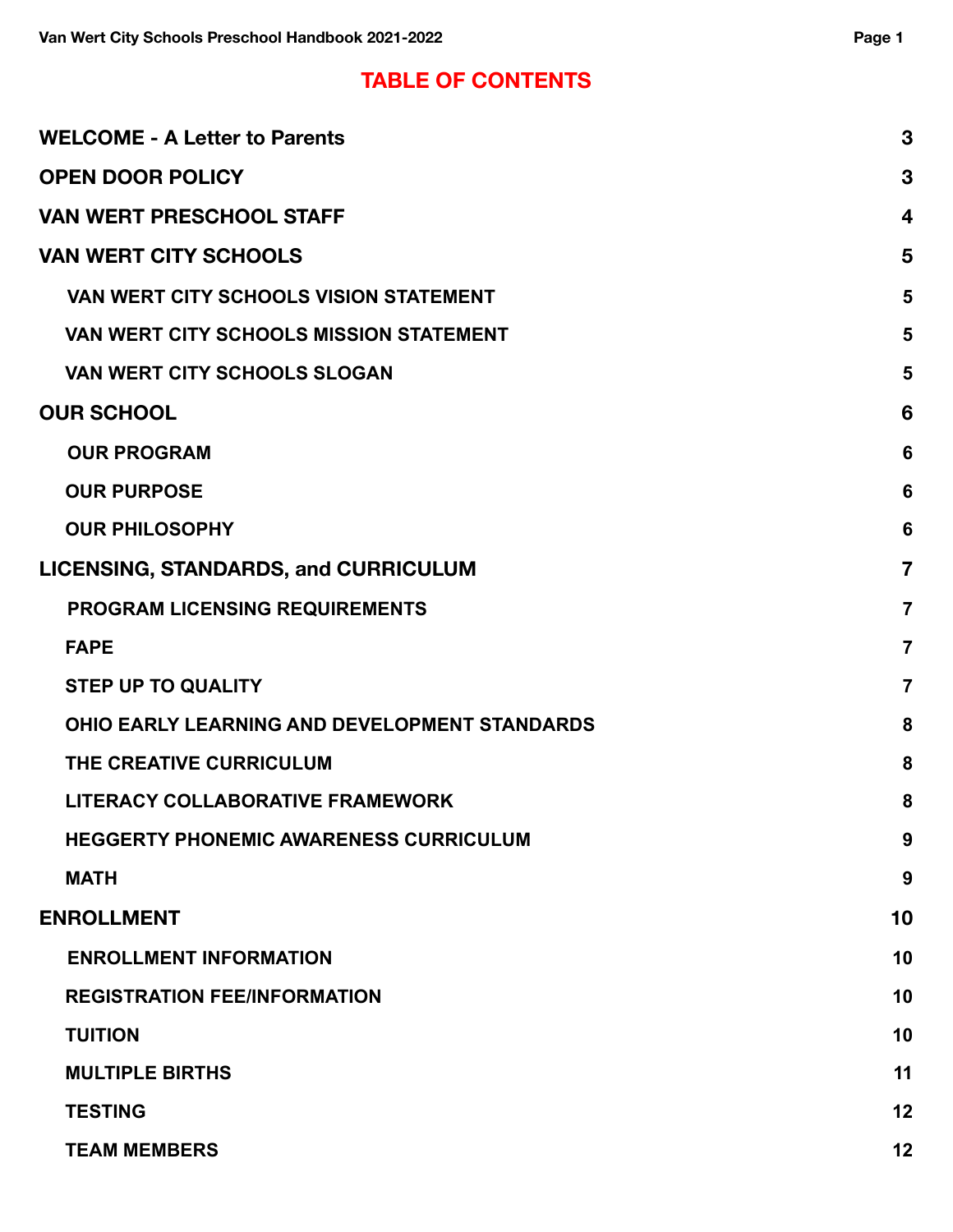# TABLE OF CONTENTS

| | |
|---|---|
| **WELCOME - A Letter to Parents** | **3** |
| **OPEN DOOR POLICY** | **3** |
| **VAN WERT PRESCHOOL STAFF** | **4** |
| **VAN WERT CITY SCHOOLS** | **5** |
| VAN WERT CITY SCHOOLS VISION STATEMENT | 5 |
| VAN WERT CITY SCHOOLS MISSION STATEMENT | 5 |
| VAN WERT CITY SCHOOLS SLOGAN | 5 |
| **OUR SCHOOL** | **6** |
| OUR PROGRAM | 6 |
| OUR PURPOSE | 6 |
| OUR PHILOSOPHY | 6 |
| **LICENSING, STANDARDS, and CURRICULUM** | **7** |
| PROGRAM LICENSING REQUIREMENTS | 7 |
| FAPE | 7 |
| STEP UP TO QUALITY | 7 |
| OHIO EARLY LEARNING AND DEVELOPMENT STANDARDS | 8 |
| THE CREATIVE CURRICULUM | 8 |
| LITERACY COLLABORATIVE FRAMEWORK | 8 |
| HEGGERTY PHONEMIC AWARENESS CURRICULUM | 9 |
| MATH | 9 |
| **ENROLLMENT** | **10** |
| ENROLLMENT INFORMATION | 10 |
| REGISTRATION FEE/INFORMATION | 10 |
| TUITION | 10 |
| MULTIPLE BIRTHS | 11 |
| TESTING | 12 |
| TEAM MEMBERS | 12 |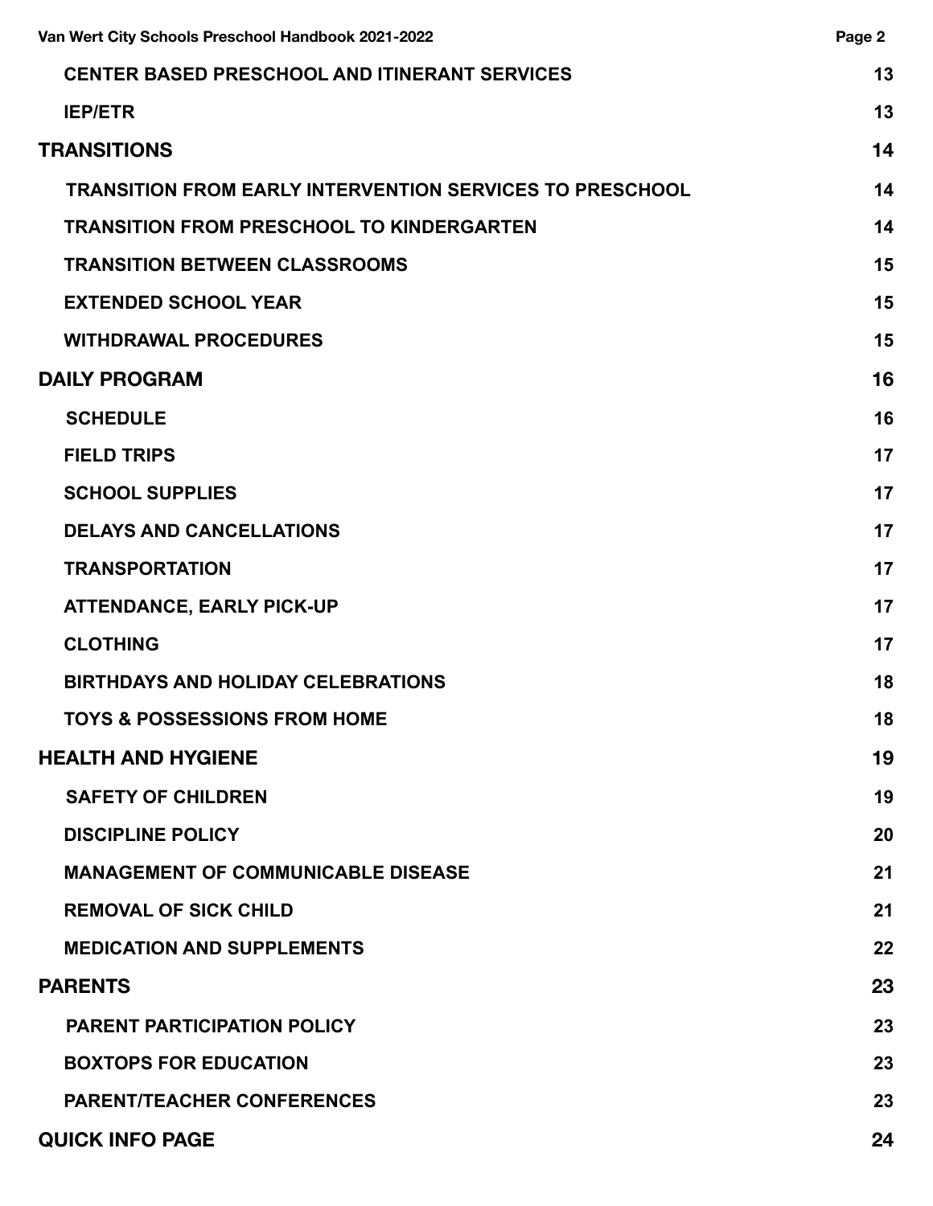| | |
|---|---|
| **CENTER BASED PRESCHOOL AND ITINERANT SERVICES** | **13** |
| **IEP/ETR** | **13** |
| **TRANSITIONS** | **14** |
| **TRANSITION FROM EARLY INTERVENTION SERVICES TO PRESCHOOL** | **14** |
| **TRANSITION FROM PRESCHOOL TO KINDERGARTEN** | **14** |
| **TRANSITION BETWEEN CLASSROOMS** | **15** |
| **EXTENDED SCHOOL YEAR** | **15** |
| **WITHDRAWAL PROCEDURES** | **15** |
| **DAILY PROGRAM** | **16** |
| **SCHEDULE** | **16** |
| **FIELD TRIPS** | **17** |
| **SCHOOL SUPPLIES** | **17** |
| **DELAYS AND CANCELLATIONS** | **17** |
| **TRANSPORTATION** | **17** |
| **ATTENDANCE, EARLY PICK-UP** | **17** |
| **CLOTHING** | **17** |
| **BIRTHDAYS AND HOLIDAY CELEBRATIONS** | **18** |
| **TOYS & POSSESSIONS FROM HOME** | **18** |
| **HEALTH AND HYGIENE** | **19** |
| **SAFETY OF CHILDREN** | **19** |
| **DISCIPLINE POLICY** | **20** |
| **MANAGEMENT OF COMMUNICABLE DISEASE** | **21** |
| **REMOVAL OF SICK CHILD** | **21** |
| **MEDICATION AND SUPPLEMENTS** | **22** |
| **PARENTS** | **23** |
| **PARENT PARTICIPATION POLICY** | **23** |
| **BOXTOPS FOR EDUCATION** | **23** |
| **PARENT/TEACHER CONFERENCES** | **23** |
| **QUICK INFO PAGE** | **24** |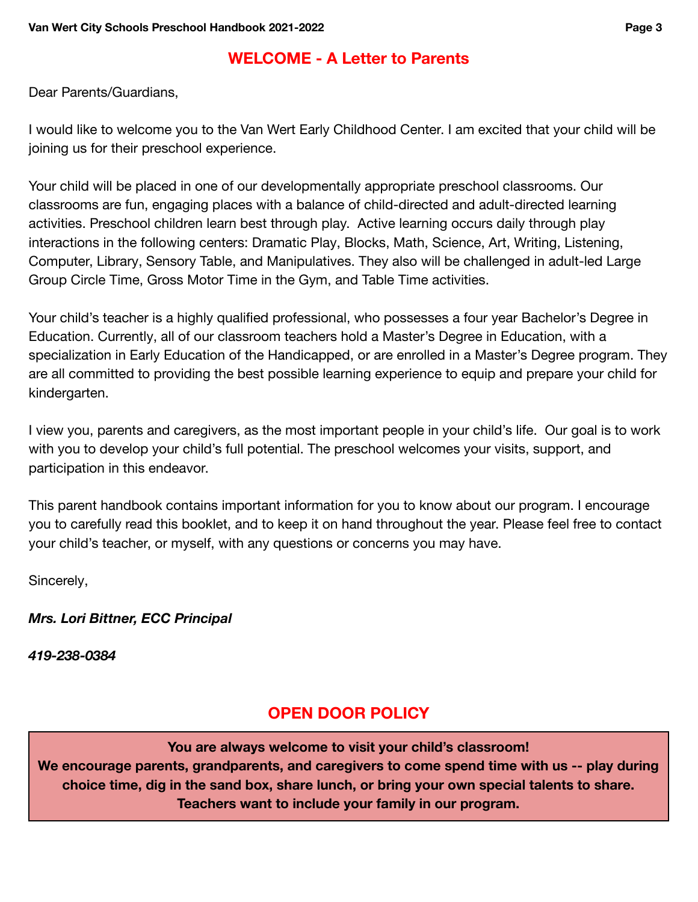## WELCOME - A Letter to Parents

Dear Parents/Guardians,

I would like to welcome you to the Van Wert Early Childhood Center. I am excited that your child will be joining us for their preschool experience.

Your child will be placed in one of our developmentally appropriate preschool classrooms. Our classrooms are fun, engaging places with a balance of child-directed and adult-directed learning activities. Preschool children learn best through play. Active learning occurs daily through play interactions in the following centers: Dramatic Play, Blocks, Math, Science, Art, Writing, Listening, Computer, Library, Sensory Table, and Manipulatives. They also will be challenged in adult-led Large Group Circle Time, Gross Motor Time in the Gym, and Table Time activities.

Your child's teacher is a highly qualified professional, who possesses a four year Bachelor's Degree in Education. Currently, all of our classroom teachers hold a Master's Degree in Education, with a specialization in Early Education of the Handicapped, or are enrolled in a Master's Degree program. They are all committed to providing the best possible learning experience to equip and prepare your child for kindergarten.

I view you, parents and caregivers, as the most important people in your child's life. Our goal is to work with you to develop your child's full potential. The preschool welcomes your visits, support, and participation in this endeavor.

This parent handbook contains important information for you to know about our program. I encourage you to carefully read this booklet, and to keep it on hand throughout the year. Please feel free to contact your child's teacher, or myself, with any questions or concerns you may have.

Sincerely,

***Mrs. Lori Bittner, ECC Principal***

***419-238-0384***

## OPEN DOOR POLICY

**You are always welcome to visit your child's classroom!**
**We encourage parents, grandparents, and caregivers to come spend time with us -- play during choice time, dig in the sand box, share lunch, or bring your own special talents to share. Teachers want to include your family in our program.**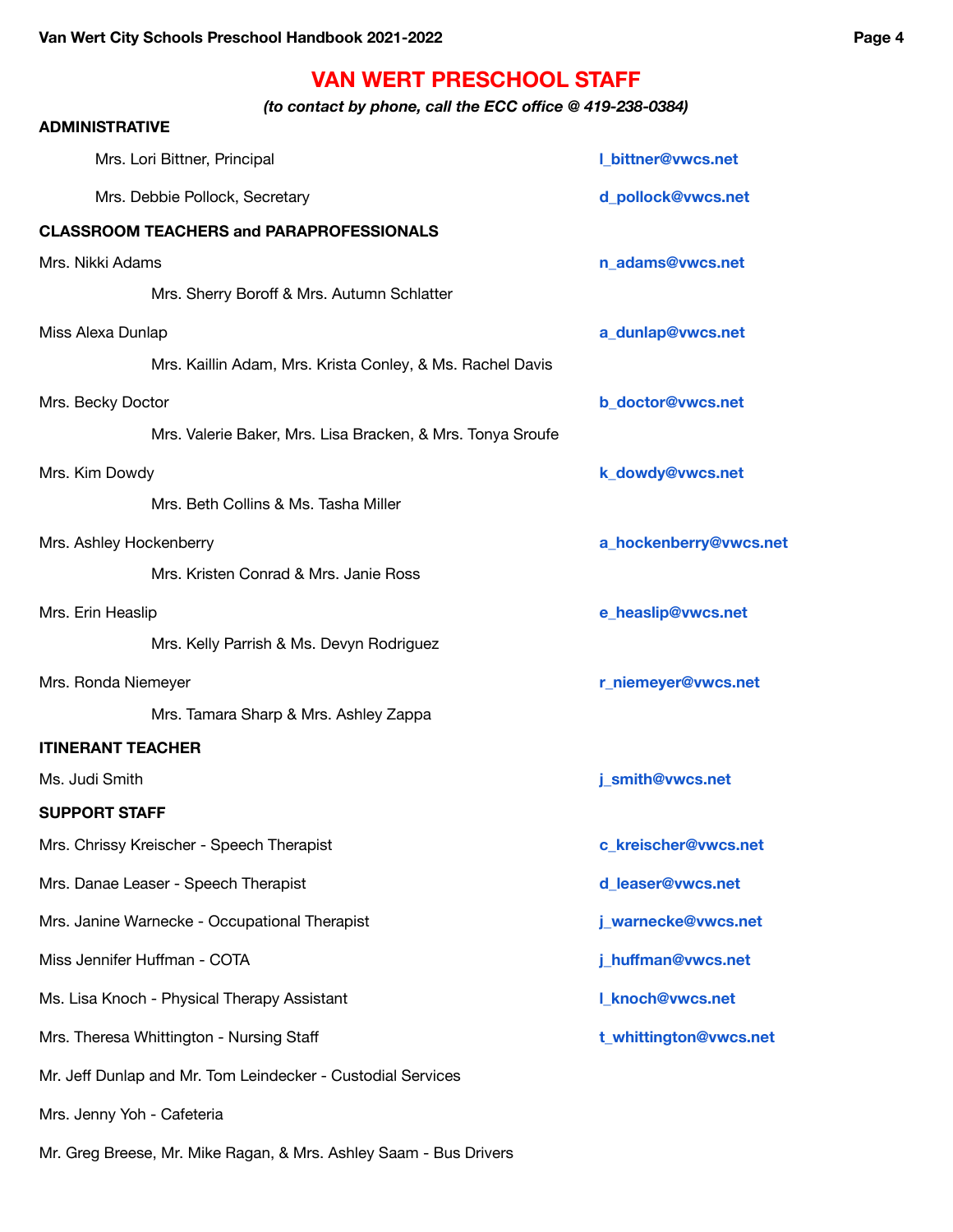# VAN WERT PRESCHOOL STAFF

*(to contact by phone, call the ECC office @ 419-238-0384)*

**ADMINISTRATIVE**

Mrs. Lori Bittner, Principal — **l_bittner@vwcs.net**

Mrs. Debbie Pollock, Secretary — **d_pollock@vwcs.net**

**CLASSROOM TEACHERS and PARAPROFESSIONALS**

Mrs. Nikki Adams — **n_adams@vwcs.net**

Mrs. Sherry Boroff & Mrs. Autumn Schlatter

Miss Alexa Dunlap — **a_dunlap@vwcs.net**

Mrs. Kaillin Adam, Mrs. Krista Conley, & Ms. Rachel Davis

Mrs. Becky Doctor — **b_doctor@vwcs.net**

Mrs. Valerie Baker, Mrs. Lisa Bracken, & Mrs. Tonya Sroufe

Mrs. Kim Dowdy — **k_dowdy@vwcs.net**

Mrs. Beth Collins & Ms. Tasha Miller

Mrs. Ashley Hockenberry — **a_hockenberry@vwcs.net**

Mrs. Kristen Conrad & Mrs. Janie Ross

Mrs. Erin Heaslip — **e_heaslip@vwcs.net**

Mrs. Kelly Parrish & Ms. Devyn Rodriguez

Mrs. Ronda Niemeyer — **r_niemeyer@vwcs.net**

Mrs. Tamara Sharp & Mrs. Ashley Zappa

**ITINERANT TEACHER**

Ms. Judi Smith — **j_smith@vwcs.net**

**SUPPORT STAFF**

Mrs. Chrissy Kreischer - Speech Therapist — **c_kreischer@vwcs.net**

Mrs. Danae Leaser - Speech Therapist — **d_leaser@vwcs.net**

Mrs. Janine Warnecke - Occupational Therapist — **j_warnecke@vwcs.net**

Miss Jennifer Huffman - COTA — **j_huffman@vwcs.net**

Ms. Lisa Knoch - Physical Therapy Assistant — **l_knoch@vwcs.net**

Mrs. Theresa Whittington - Nursing Staff — **t_whittington@vwcs.net**

Mr. Jeff Dunlap and Mr. Tom Leindecker - Custodial Services

Mrs. Jenny Yoh - Cafeteria

Mr. Greg Breese, Mr. Mike Ragan, & Mrs. Ashley Saam - Bus Drivers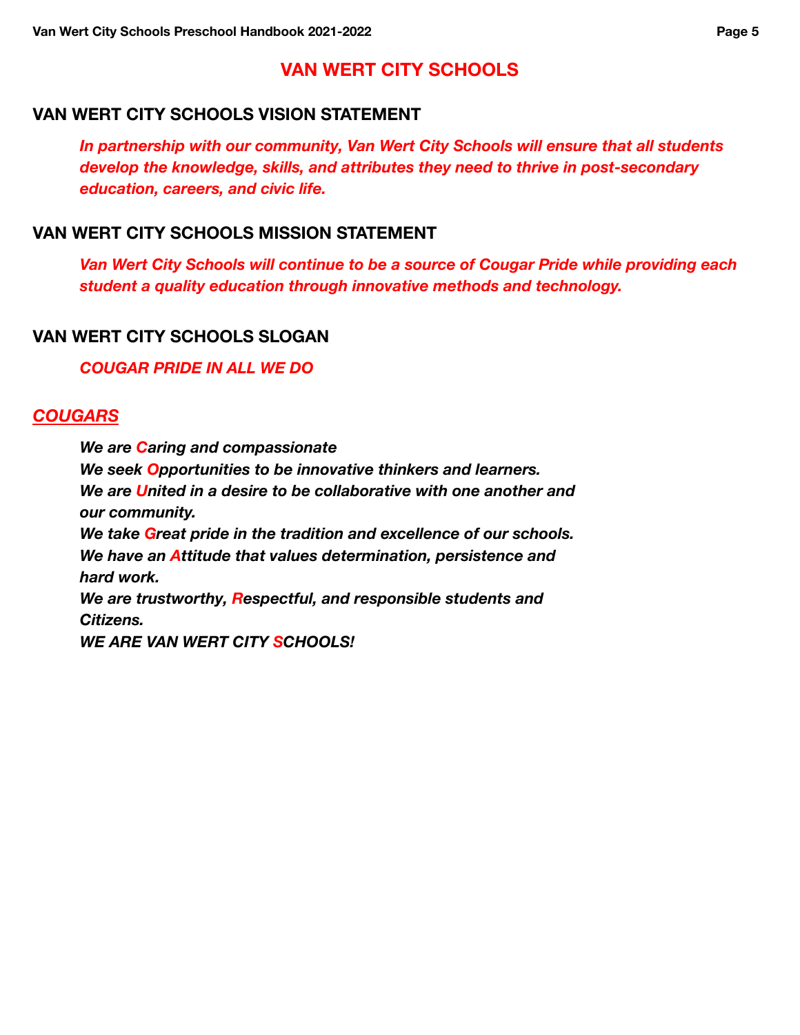# VAN WERT CITY SCHOOLS

## VAN WERT CITY SCHOOLS VISION STATEMENT

***In partnership with our community, Van Wert City Schools will ensure that all students develop the knowledge, skills, and attributes they need to thrive in post-secondary education, careers, and civic life.***

## VAN WERT CITY SCHOOLS MISSION STATEMENT

***Van Wert City Schools will continue to be a source of Cougar Pride while providing each student a quality education through innovative methods and technology.***

## VAN WERT CITY SCHOOLS SLOGAN

***COUGAR PRIDE IN ALL WE DO***

## ***COUGARS***

***We are Caring and compassionate***
***We seek Opportunities to be innovative thinkers and learners.***
***We are United in a desire to be collaborative with one another and our community.***
***We take Great pride in the tradition and excellence of our schools.***
***We have an Attitude that values determination, persistence and hard work.***
***We are trustworthy, Respectful, and responsible students and Citizens.***
***WE ARE VAN WERT CITY SCHOOLS!***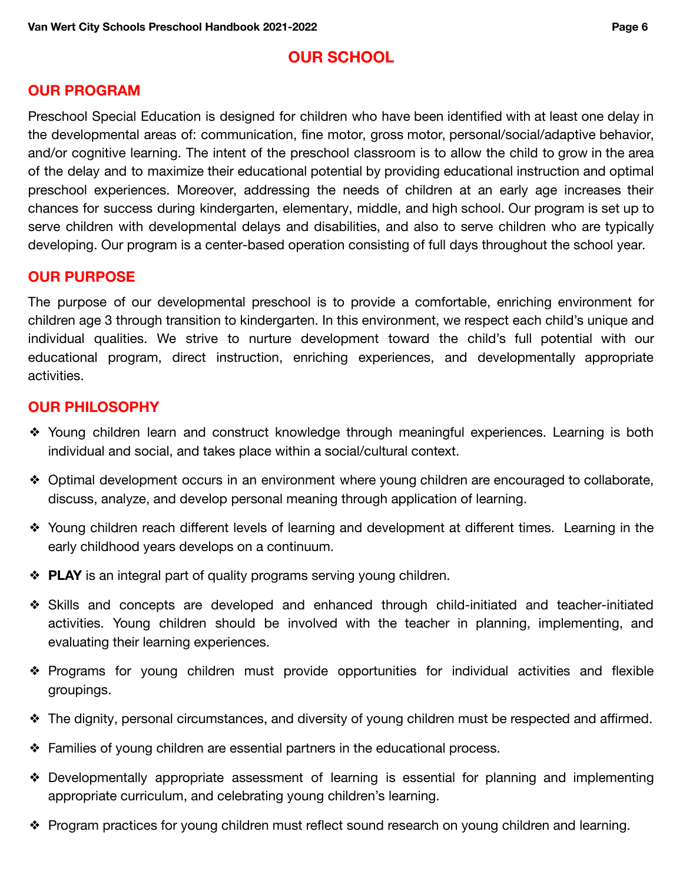# OUR SCHOOL

## OUR PROGRAM

Preschool Special Education is designed for children who have been identified with at least one delay in the developmental areas of: communication, fine motor, gross motor, personal/social/adaptive behavior, and/or cognitive learning. The intent of the preschool classroom is to allow the child to grow in the area of the delay and to maximize their educational potential by providing educational instruction and optimal preschool experiences. Moreover, addressing the needs of children at an early age increases their chances for success during kindergarten, elementary, middle, and high school. Our program is set up to serve children with developmental delays and disabilities, and also to serve children who are typically developing. Our program is a center-based operation consisting of full days throughout the school year.

## OUR PURPOSE

The purpose of our developmental preschool is to provide a comfortable, enriching environment for children age 3 through transition to kindergarten. In this environment, we respect each child's unique and individual qualities. We strive to nurture development toward the child's full potential with our educational program, direct instruction, enriching experiences, and developmentally appropriate activities.

## OUR PHILOSOPHY

- Young children learn and construct knowledge through meaningful experiences. Learning is both individual and social, and takes place within a social/cultural context.
- Optimal development occurs in an environment where young children are encouraged to collaborate, discuss, analyze, and develop personal meaning through application of learning.
- Young children reach different levels of learning and development at different times. Learning in the early childhood years develops on a continuum.
- **PLAY** is an integral part of quality programs serving young children.
- Skills and concepts are developed and enhanced through child-initiated and teacher-initiated activities. Young children should be involved with the teacher in planning, implementing, and evaluating their learning experiences.
- Programs for young children must provide opportunities for individual activities and flexible groupings.
- The dignity, personal circumstances, and diversity of young children must be respected and affirmed.
- Families of young children are essential partners in the educational process.
- Developmentally appropriate assessment of learning is essential for planning and implementing appropriate curriculum, and celebrating young children's learning.
- Program practices for young children must reflect sound research on young children and learning.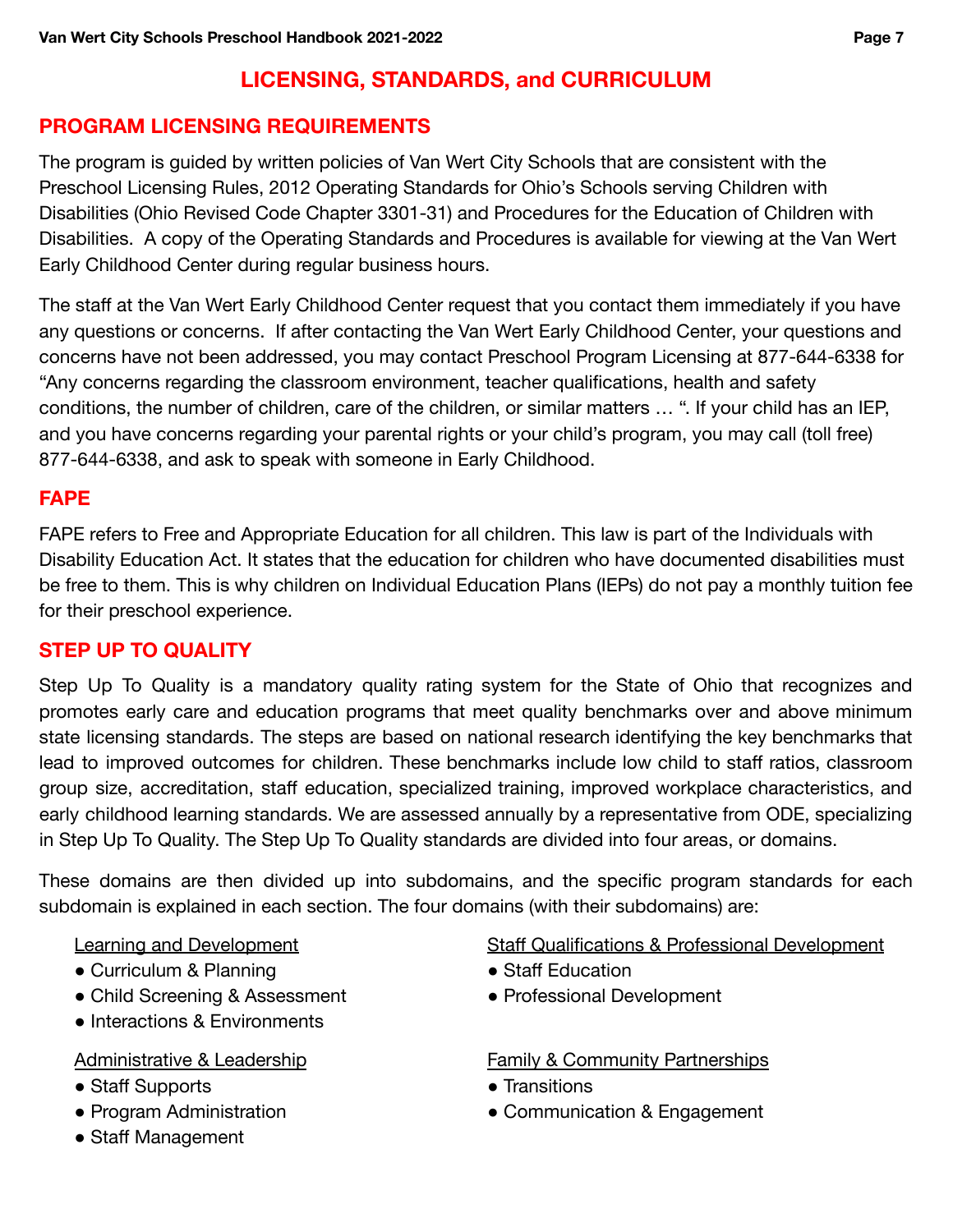# LICENSING, STANDARDS, and CURRICULUM

## PROGRAM LICENSING REQUIREMENTS

The program is guided by written policies of Van Wert City Schools that are consistent with the Preschool Licensing Rules, 2012 Operating Standards for Ohio's Schools serving Children with Disabilities (Ohio Revised Code Chapter 3301-31) and Procedures for the Education of Children with Disabilities. A copy of the Operating Standards and Procedures is available for viewing at the Van Wert Early Childhood Center during regular business hours.

The staff at the Van Wert Early Childhood Center request that you contact them immediately if you have any questions or concerns. If after contacting the Van Wert Early Childhood Center, your questions and concerns have not been addressed, you may contact Preschool Program Licensing at 877-644-6338 for "Any concerns regarding the classroom environment, teacher qualifications, health and safety conditions, the number of children, care of the children, or similar matters … ". If your child has an IEP, and you have concerns regarding your parental rights or your child's program, you may call (toll free) 877-644-6338, and ask to speak with someone in Early Childhood.

## FAPE

FAPE refers to Free and Appropriate Education for all children. This law is part of the Individuals with Disability Education Act. It states that the education for children who have documented disabilities must be free to them. This is why children on Individual Education Plans (IEPs) do not pay a monthly tuition fee for their preschool experience.

## STEP UP TO QUALITY

Step Up To Quality is a mandatory quality rating system for the State of Ohio that recognizes and promotes early care and education programs that meet quality benchmarks over and above minimum state licensing standards. The steps are based on national research identifying the key benchmarks that lead to improved outcomes for children. These benchmarks include low child to staff ratios, classroom group size, accreditation, staff education, specialized training, improved workplace characteristics, and early childhood learning standards. We are assessed annually by a representative from ODE, specializing in Step Up To Quality. The Step Up To Quality standards are divided into four areas, or domains.

These domains are then divided up into subdomains, and the specific program standards for each subdomain is explained in each section. The four domains (with their subdomains) are:

<u>Learning and Development</u>
- Curriculum & Planning
- Child Screening & Assessment
- Interactions & Environments

<u>Administrative & Leadership</u>
- Staff Supports
- Program Administration
- Staff Management

<u>Staff Qualifications & Professional Development</u>
- Staff Education
- Professional Development

<u>Family & Community Partnerships</u>
- Transitions
- Communication & Engagement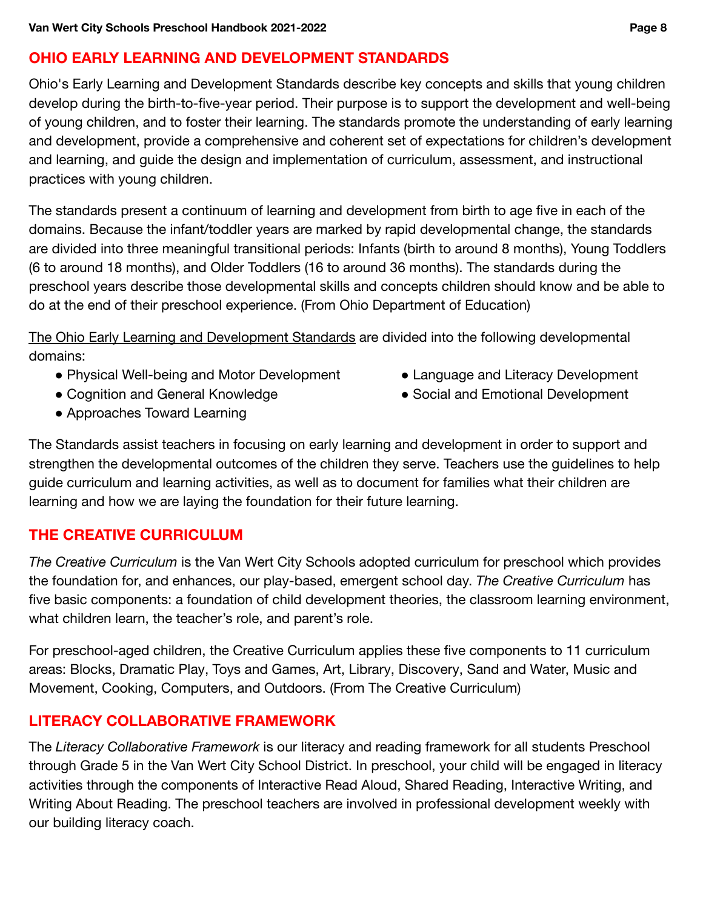## OHIO EARLY LEARNING AND DEVELOPMENT STANDARDS

Ohio's Early Learning and Development Standards describe key concepts and skills that young children develop during the birth-to-five-year period. Their purpose is to support the development and well-being of young children, and to foster their learning. The standards promote the understanding of early learning and development, provide a comprehensive and coherent set of expectations for children's development and learning, and guide the design and implementation of curriculum, assessment, and instructional practices with young children.

The standards present a continuum of learning and development from birth to age five in each of the domains. Because the infant/toddler years are marked by rapid developmental change, the standards are divided into three meaningful transitional periods: Infants (birth to around 8 months), Young Toddlers (6 to around 18 months), and Older Toddlers (16 to around 36 months). The standards during the preschool years describe those developmental skills and concepts children should know and be able to do at the end of their preschool experience. (From Ohio Department of Education)

The Ohio Early Learning and Development Standards are divided into the following developmental domains:

- Physical Well-being and Motor Development
- Cognition and General Knowledge
- Approaches Toward Learning
- Language and Literacy Development
- Social and Emotional Development

The Standards assist teachers in focusing on early learning and development in order to support and strengthen the developmental outcomes of the children they serve. Teachers use the guidelines to help guide curriculum and learning activities, as well as to document for families what their children are learning and how we are laying the foundation for their future learning.

## THE CREATIVE CURRICULUM

*The Creative Curriculum* is the Van Wert City Schools adopted curriculum for preschool which provides the foundation for, and enhances, our play-based, emergent school day. *The Creative Curriculum* has five basic components: a foundation of child development theories, the classroom learning environment, what children learn, the teacher's role, and parent's role.

For preschool-aged children, the Creative Curriculum applies these five components to 11 curriculum areas: Blocks, Dramatic Play, Toys and Games, Art, Library, Discovery, Sand and Water, Music and Movement, Cooking, Computers, and Outdoors. (From The Creative Curriculum)

## LITERACY COLLABORATIVE FRAMEWORK

The *Literacy Collaborative Framework* is our literacy and reading framework for all students Preschool through Grade 5 in the Van Wert City School District. In preschool, your child will be engaged in literacy activities through the components of Interactive Read Aloud, Shared Reading, Interactive Writing, and Writing About Reading. The preschool teachers are involved in professional development weekly with our building literacy coach.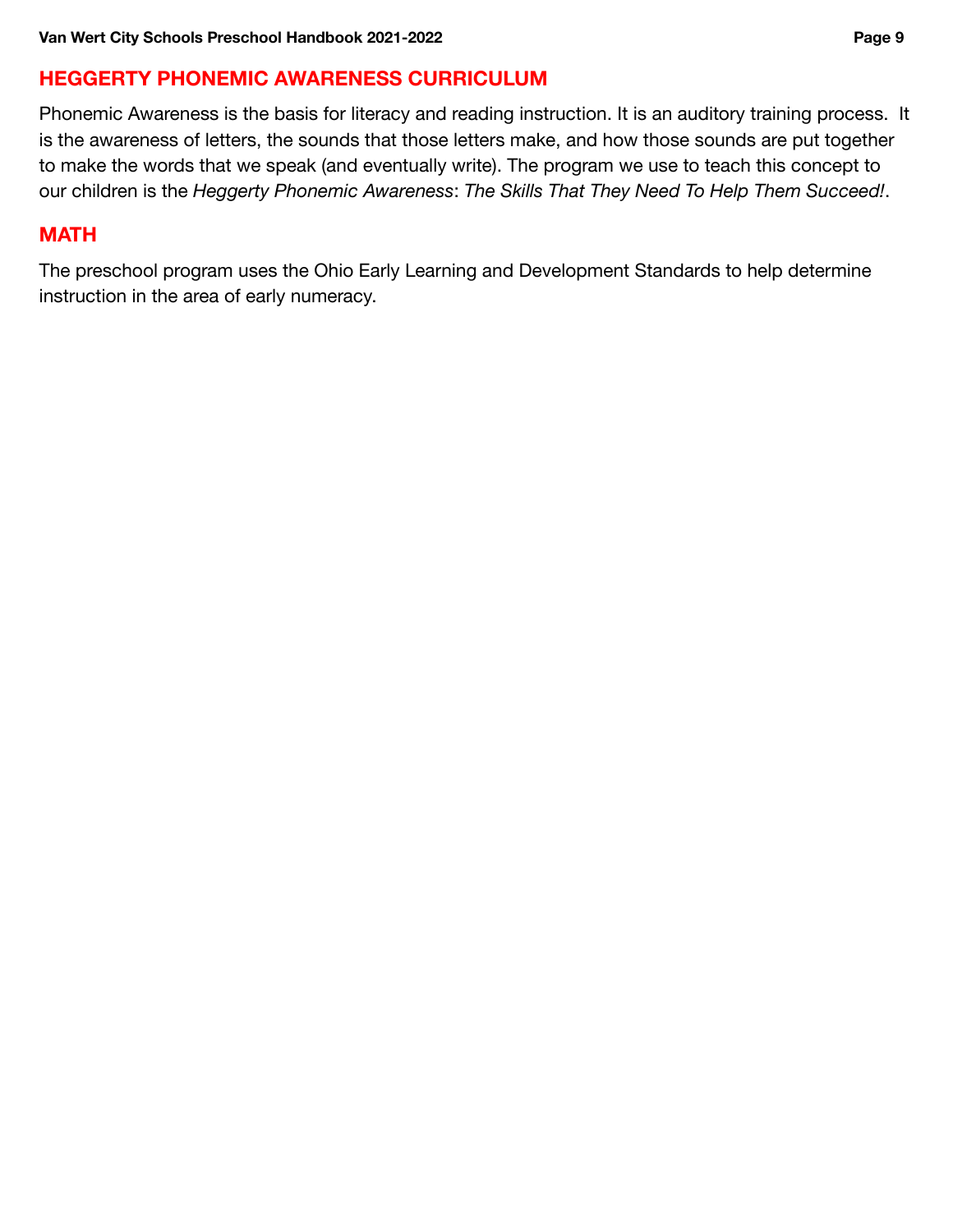## HEGGERTY PHONEMIC AWARENESS CURRICULUM

Phonemic Awareness is the basis for literacy and reading instruction. It is an auditory training process. It is the awareness of letters, the sounds that those letters make, and how those sounds are put together to make the words that we speak (and eventually write). The program we use to teach this concept to our children is the *Heggerty Phonemic Awareness*: *The Skills That They Need To Help Them Succeed!*.

## MATH

The preschool program uses the Ohio Early Learning and Development Standards to help determine instruction in the area of early numeracy.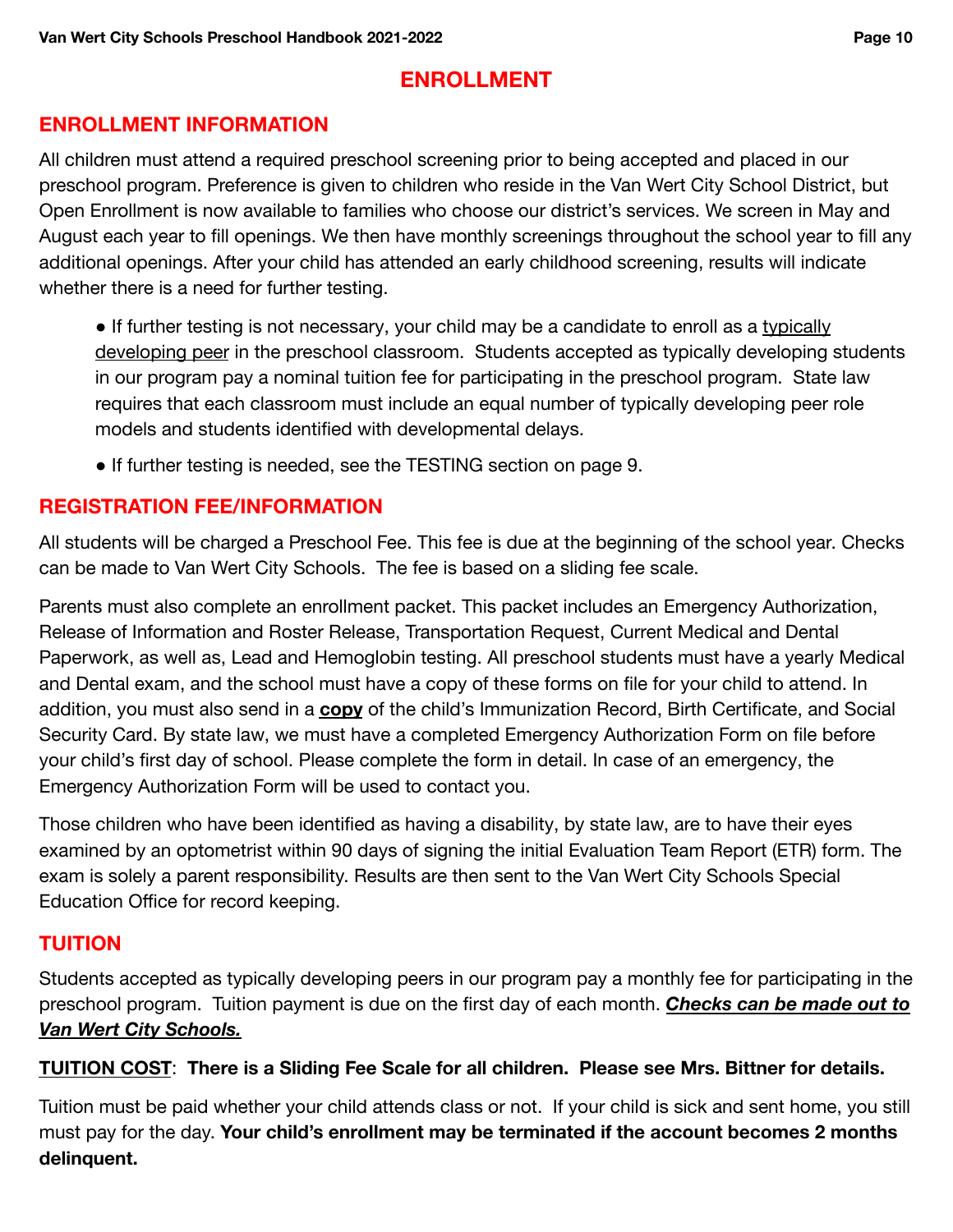# ENROLLMENT

## ENROLLMENT INFORMATION

All children must attend a required preschool screening prior to being accepted and placed in our preschool program. Preference is given to children who reside in the Van Wert City School District, but Open Enrollment is now available to families who choose our district's services. We screen in May and August each year to fill openings. We then have monthly screenings throughout the school year to fill any additional openings. After your child has attended an early childhood screening, results will indicate whether there is a need for further testing.

- If further testing is not necessary, your child may be a candidate to enroll as a <u>typically developing peer</u> in the preschool classroom. Students accepted as typically developing students in our program pay a nominal tuition fee for participating in the preschool program. State law requires that each classroom must include an equal number of typically developing peer role models and students identified with developmental delays.
- If further testing is needed, see the TESTING section on page 9.

## REGISTRATION FEE/INFORMATION

All students will be charged a Preschool Fee. This fee is due at the beginning of the school year. Checks can be made to Van Wert City Schools. The fee is based on a sliding fee scale.

Parents must also complete an enrollment packet. This packet includes an Emergency Authorization, Release of Information and Roster Release, Transportation Request, Current Medical and Dental Paperwork, as well as, Lead and Hemoglobin testing. All preschool students must have a yearly Medical and Dental exam, and the school must have a copy of these forms on file for your child to attend. In addition, you must also send in a <u>**copy**</u> of the child's Immunization Record, Birth Certificate, and Social Security Card. By state law, we must have a completed Emergency Authorization Form on file before your child's first day of school. Please complete the form in detail. In case of an emergency, the Emergency Authorization Form will be used to contact you.

Those children who have been identified as having a disability, by state law, are to have their eyes examined by an optometrist within 90 days of signing the initial Evaluation Team Report (ETR) form. The exam is solely a parent responsibility. Results are then sent to the Van Wert City Schools Special Education Office for record keeping.

## TUITION

Students accepted as typically developing peers in our program pay a monthly fee for participating in the preschool program. Tuition payment is due on the first day of each month. ***<u>Checks can be made out to Van Wert City Schools.</u>***

**<u>TUITION COST</u>: There is a Sliding Fee Scale for all children. Please see Mrs. Bittner for details.**

Tuition must be paid whether your child attends class or not. If your child is sick and sent home, you still must pay for the day. **Your child's enrollment may be terminated if the account becomes 2 months delinquent.**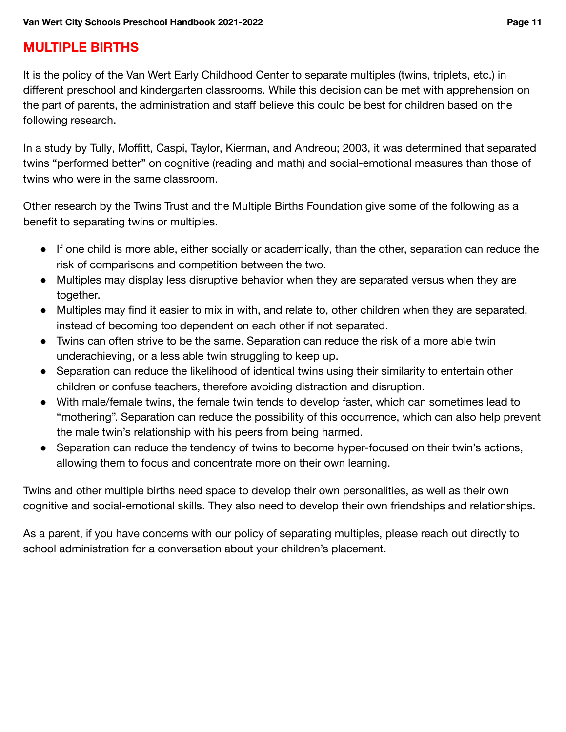## MULTIPLE BIRTHS

It is the policy of the Van Wert Early Childhood Center to separate multiples (twins, triplets, etc.) in different preschool and kindergarten classrooms. While this decision can be met with apprehension on the part of parents, the administration and staff believe this could be best for children based on the following research.

In a study by Tully, Moffitt, Caspi, Taylor, Kierman, and Andreou; 2003, it was determined that separated twins “performed better” on cognitive (reading and math) and social-emotional measures than those of twins who were in the same classroom.

Other research by the Twins Trust and the Multiple Births Foundation give some of the following as a benefit to separating twins or multiples.

- If one child is more able, either socially or academically, than the other, separation can reduce the risk of comparisons and competition between the two.
- Multiples may display less disruptive behavior when they are separated versus when they are together.
- Multiples may find it easier to mix in with, and relate to, other children when they are separated, instead of becoming too dependent on each other if not separated.
- Twins can often strive to be the same. Separation can reduce the risk of a more able twin underachieving, or a less able twin struggling to keep up.
- Separation can reduce the likelihood of identical twins using their similarity to entertain other children or confuse teachers, therefore avoiding distraction and disruption.
- With male/female twins, the female twin tends to develop faster, which can sometimes lead to “mothering”. Separation can reduce the possibility of this occurrence, which can also help prevent the male twin’s relationship with his peers from being harmed.
- Separation can reduce the tendency of twins to become hyper-focused on their twin’s actions, allowing them to focus and concentrate more on their own learning.

Twins and other multiple births need space to develop their own personalities, as well as their own cognitive and social-emotional skills. They also need to develop their own friendships and relationships.

As a parent, if you have concerns with our policy of separating multiples, please reach out directly to school administration for a conversation about your children’s placement.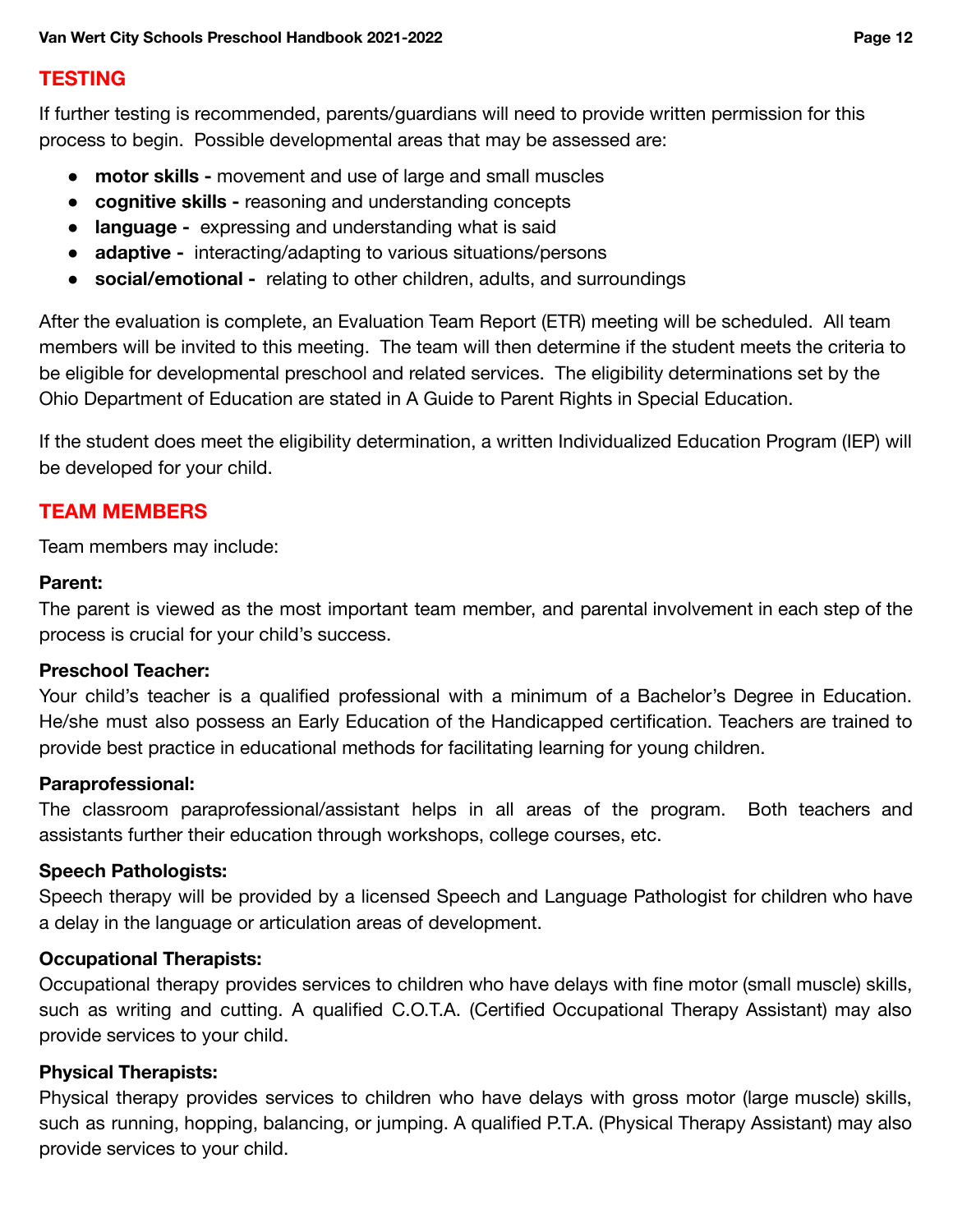## TESTING

If further testing is recommended, parents/guardians will need to provide written permission for this process to begin. Possible developmental areas that may be assessed are:

- **motor skills -** movement and use of large and small muscles
- **cognitive skills -** reasoning and understanding concepts
- **language -** expressing and understanding what is said
- **adaptive -** interacting/adapting to various situations/persons
- **social/emotional -** relating to other children, adults, and surroundings

After the evaluation is complete, an Evaluation Team Report (ETR) meeting will be scheduled. All team members will be invited to this meeting. The team will then determine if the student meets the criteria to be eligible for developmental preschool and related services. The eligibility determinations set by the Ohio Department of Education are stated in A Guide to Parent Rights in Special Education.

If the student does meet the eligibility determination, a written Individualized Education Program (IEP) will be developed for your child.

## TEAM MEMBERS

Team members may include:

**Parent:**
The parent is viewed as the most important team member, and parental involvement in each step of the process is crucial for your child's success.

**Preschool Teacher:**
Your child's teacher is a qualified professional with a minimum of a Bachelor's Degree in Education. He/she must also possess an Early Education of the Handicapped certification. Teachers are trained to provide best practice in educational methods for facilitating learning for young children.

**Paraprofessional:**
The classroom paraprofessional/assistant helps in all areas of the program. Both teachers and assistants further their education through workshops, college courses, etc.

**Speech Pathologists:**
Speech therapy will be provided by a licensed Speech and Language Pathologist for children who have a delay in the language or articulation areas of development.

**Occupational Therapists:**
Occupational therapy provides services to children who have delays with fine motor (small muscle) skills, such as writing and cutting. A qualified C.O.T.A. (Certified Occupational Therapy Assistant) may also provide services to your child.

**Physical Therapists:**
Physical therapy provides services to children who have delays with gross motor (large muscle) skills, such as running, hopping, balancing, or jumping. A qualified P.T.A. (Physical Therapy Assistant) may also provide services to your child.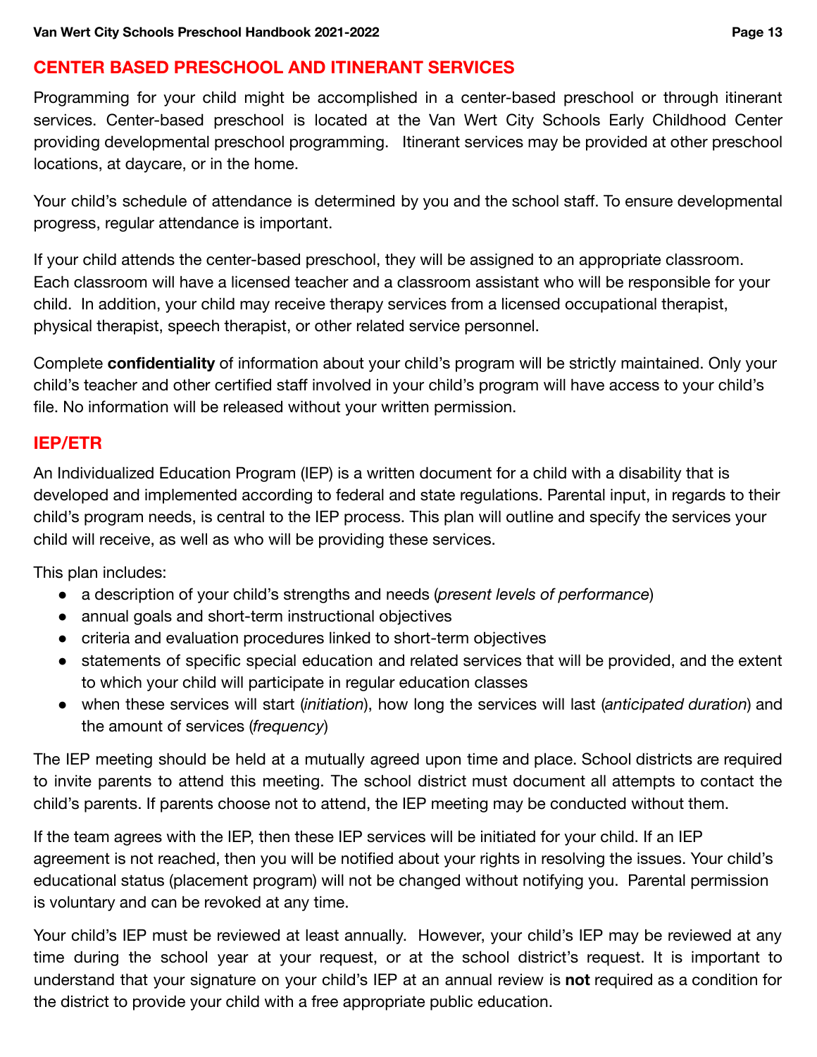## CENTER BASED PRESCHOOL AND ITINERANT SERVICES

Programming for your child might be accomplished in a center-based preschool or through itinerant services. Center-based preschool is located at the Van Wert City Schools Early Childhood Center providing developmental preschool programming. Itinerant services may be provided at other preschool locations, at daycare, or in the home.

Your child's schedule of attendance is determined by you and the school staff. To ensure developmental progress, regular attendance is important.

If your child attends the center-based preschool, they will be assigned to an appropriate classroom. Each classroom will have a licensed teacher and a classroom assistant who will be responsible for your child. In addition, your child may receive therapy services from a licensed occupational therapist, physical therapist, speech therapist, or other related service personnel.

Complete **confidentiality** of information about your child's program will be strictly maintained. Only your child's teacher and other certified staff involved in your child's program will have access to your child's file. No information will be released without your written permission.

## IEP/ETR

An Individualized Education Program (IEP) is a written document for a child with a disability that is developed and implemented according to federal and state regulations. Parental input, in regards to their child's program needs, is central to the IEP process. This plan will outline and specify the services your child will receive, as well as who will be providing these services.

This plan includes:

- a description of your child's strengths and needs (*present levels of performance*)
- annual goals and short-term instructional objectives
- criteria and evaluation procedures linked to short-term objectives
- statements of specific special education and related services that will be provided, and the extent to which your child will participate in regular education classes
- when these services will start (*initiation*), how long the services will last (*anticipated duration*) and the amount of services (*frequency*)

The IEP meeting should be held at a mutually agreed upon time and place. School districts are required to invite parents to attend this meeting. The school district must document all attempts to contact the child's parents. If parents choose not to attend, the IEP meeting may be conducted without them.

If the team agrees with the IEP, then these IEP services will be initiated for your child. If an IEP agreement is not reached, then you will be notified about your rights in resolving the issues. Your child's educational status (placement program) will not be changed without notifying you. Parental permission is voluntary and can be revoked at any time.

Your child's IEP must be reviewed at least annually. However, your child's IEP may be reviewed at any time during the school year at your request, or at the school district's request. It is important to understand that your signature on your child's IEP at an annual review is **not** required as a condition for the district to provide your child with a free appropriate public education.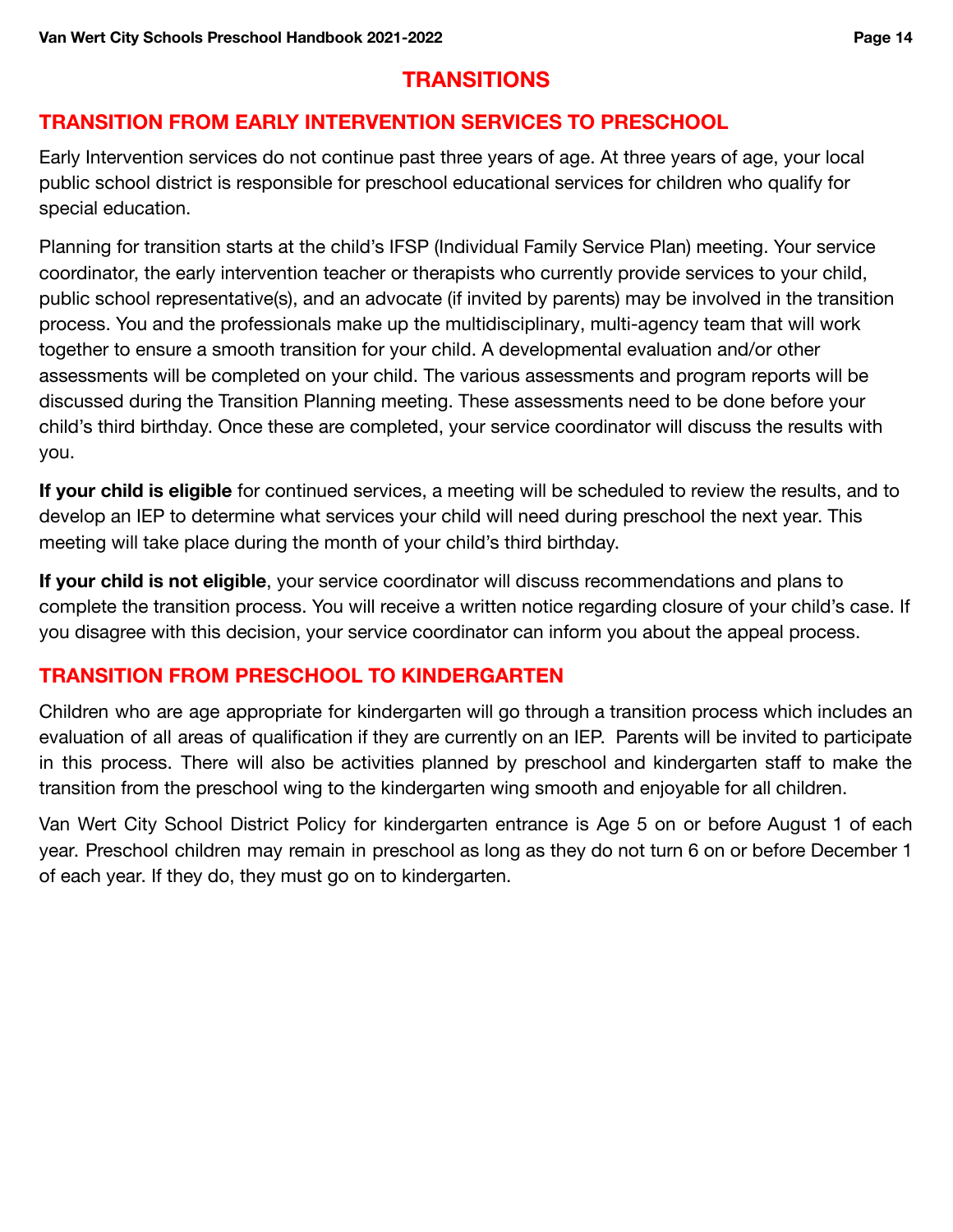# TRANSITIONS

## TRANSITION FROM EARLY INTERVENTION SERVICES TO PRESCHOOL

Early Intervention services do not continue past three years of age. At three years of age, your local public school district is responsible for preschool educational services for children who qualify for special education.

Planning for transition starts at the child's IFSP (Individual Family Service Plan) meeting. Your service coordinator, the early intervention teacher or therapists who currently provide services to your child, public school representative(s), and an advocate (if invited by parents) may be involved in the transition process. You and the professionals make up the multidisciplinary, multi-agency team that will work together to ensure a smooth transition for your child. A developmental evaluation and/or other assessments will be completed on your child. The various assessments and program reports will be discussed during the Transition Planning meeting. These assessments need to be done before your child's third birthday. Once these are completed, your service coordinator will discuss the results with you.

**If your child is eligible** for continued services, a meeting will be scheduled to review the results, and to develop an IEP to determine what services your child will need during preschool the next year. This meeting will take place during the month of your child's third birthday.

**If your child is not eligible**, your service coordinator will discuss recommendations and plans to complete the transition process. You will receive a written notice regarding closure of your child's case. If you disagree with this decision, your service coordinator can inform you about the appeal process.

## TRANSITION FROM PRESCHOOL TO KINDERGARTEN

Children who are age appropriate for kindergarten will go through a transition process which includes an evaluation of all areas of qualification if they are currently on an IEP. Parents will be invited to participate in this process. There will also be activities planned by preschool and kindergarten staff to make the transition from the preschool wing to the kindergarten wing smooth and enjoyable for all children.

Van Wert City School District Policy for kindergarten entrance is Age 5 on or before August 1 of each year. Preschool children may remain in preschool as long as they do not turn 6 on or before December 1 of each year. If they do, they must go on to kindergarten.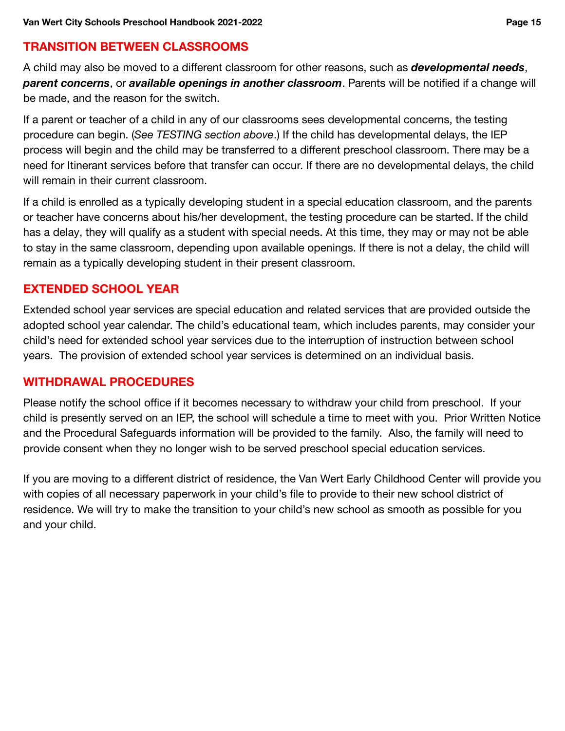## TRANSITION BETWEEN CLASSROOMS

A child may also be moved to a different classroom for other reasons, such as ***developmental needs***, ***parent concerns***, or ***available openings in another classroom***. Parents will be notified if a change will be made, and the reason for the switch.

If a parent or teacher of a child in any of our classrooms sees developmental concerns, the testing procedure can begin. (*See TESTING section above*.) If the child has developmental delays, the IEP process will begin and the child may be transferred to a different preschool classroom. There may be a need for Itinerant services before that transfer can occur. If there are no developmental delays, the child will remain in their current classroom.

If a child is enrolled as a typically developing student in a special education classroom, and the parents or teacher have concerns about his/her development, the testing procedure can be started. If the child has a delay, they will qualify as a student with special needs. At this time, they may or may not be able to stay in the same classroom, depending upon available openings. If there is not a delay, the child will remain as a typically developing student in their present classroom.

## EXTENDED SCHOOL YEAR

Extended school year services are special education and related services that are provided outside the adopted school year calendar. The child's educational team, which includes parents, may consider your child's need for extended school year services due to the interruption of instruction between school years. The provision of extended school year services is determined on an individual basis.

## WITHDRAWAL PROCEDURES

Please notify the school office if it becomes necessary to withdraw your child from preschool. If your child is presently served on an IEP, the school will schedule a time to meet with you. Prior Written Notice and the Procedural Safeguards information will be provided to the family. Also, the family will need to provide consent when they no longer wish to be served preschool special education services.

If you are moving to a different district of residence, the Van Wert Early Childhood Center will provide you with copies of all necessary paperwork in your child's file to provide to their new school district of residence. We will try to make the transition to your child's new school as smooth as possible for you and your child.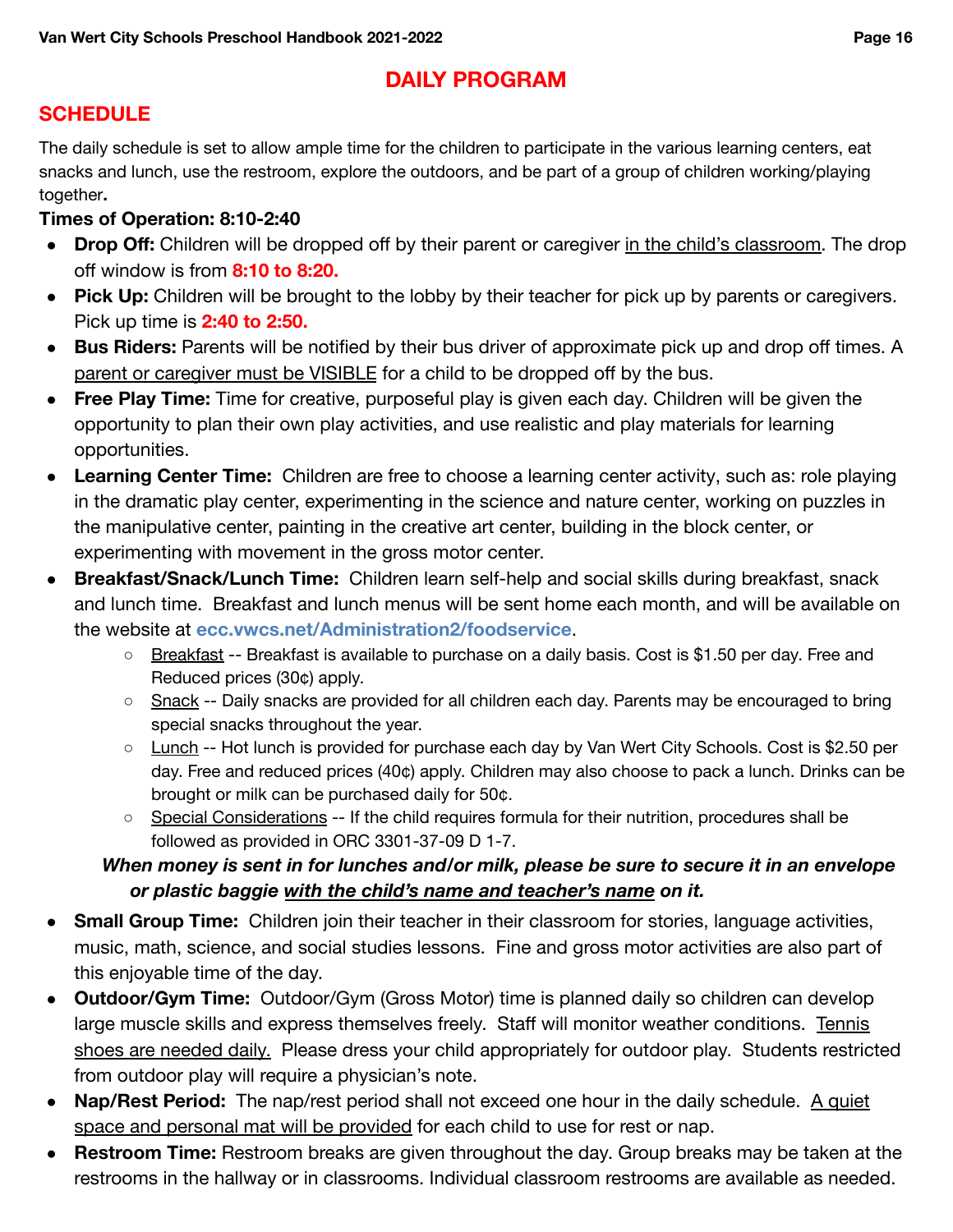# DAILY PROGRAM

## SCHEDULE

The daily schedule is set to allow ample time for the children to participate in the various learning centers, eat snacks and lunch, use the restroom, explore the outdoors, and be part of a group of children working/playing together**.**

**Times of Operation: 8:10-2:40**

- **Drop Off:** Children will be dropped off by their parent or caregiver in the child's classroom. The drop off window is from **8:10 to 8:20.**
- **Pick Up:** Children will be brought to the lobby by their teacher for pick up by parents or caregivers. Pick up time is **2:40 to 2:50.**
- **Bus Riders:** Parents will be notified by their bus driver of approximate pick up and drop off times. A parent or caregiver must be VISIBLE for a child to be dropped off by the bus.
- **Free Play Time:** Time for creative, purposeful play is given each day. Children will be given the opportunity to plan their own play activities, and use realistic and play materials for learning opportunities.
- **Learning Center Time:** Children are free to choose a learning center activity, such as: role playing in the dramatic play center, experimenting in the science and nature center, working on puzzles in the manipulative center, painting in the creative art center, building in the block center, or experimenting with movement in the gross motor center.
- **Breakfast/Snack/Lunch Time:** Children learn self-help and social skills during breakfast, snack and lunch time. Breakfast and lunch menus will be sent home each month, and will be available on the website at **ecc.vwcs.net/Administration2/foodservice**.
  - Breakfast -- Breakfast is available to purchase on a daily basis. Cost is $1.50 per day. Free and Reduced prices (30¢) apply.
  - Snack -- Daily snacks are provided for all children each day. Parents may be encouraged to bring special snacks throughout the year.
  - Lunch -- Hot lunch is provided for purchase each day by Van Wert City Schools. Cost is $2.50 per day. Free and reduced prices (40¢) apply. Children may also choose to pack a lunch. Drinks can be brought or milk can be purchased daily for 50¢.
  - Special Considerations -- If the child requires formula for their nutrition, procedures shall be followed as provided in ORC 3301-37-09 D 1-7.

  ***When money is sent in for lunches and/or milk, please be sure to secure it in an envelope or plastic baggie with the child's name and teacher's name on it.***

- **Small Group Time:** Children join their teacher in their classroom for stories, language activities, music, math, science, and social studies lessons. Fine and gross motor activities are also part of this enjoyable time of the day.
- **Outdoor/Gym Time:** Outdoor/Gym (Gross Motor) time is planned daily so children can develop large muscle skills and express themselves freely. Staff will monitor weather conditions. Tennis shoes are needed daily. Please dress your child appropriately for outdoor play. Students restricted from outdoor play will require a physician's note.
- **Nap/Rest Period:** The nap/rest period shall not exceed one hour in the daily schedule. A quiet space and personal mat will be provided for each child to use for rest or nap.
- **Restroom Time:** Restroom breaks are given throughout the day. Group breaks may be taken at the restrooms in the hallway or in classrooms. Individual classroom restrooms are available as needed.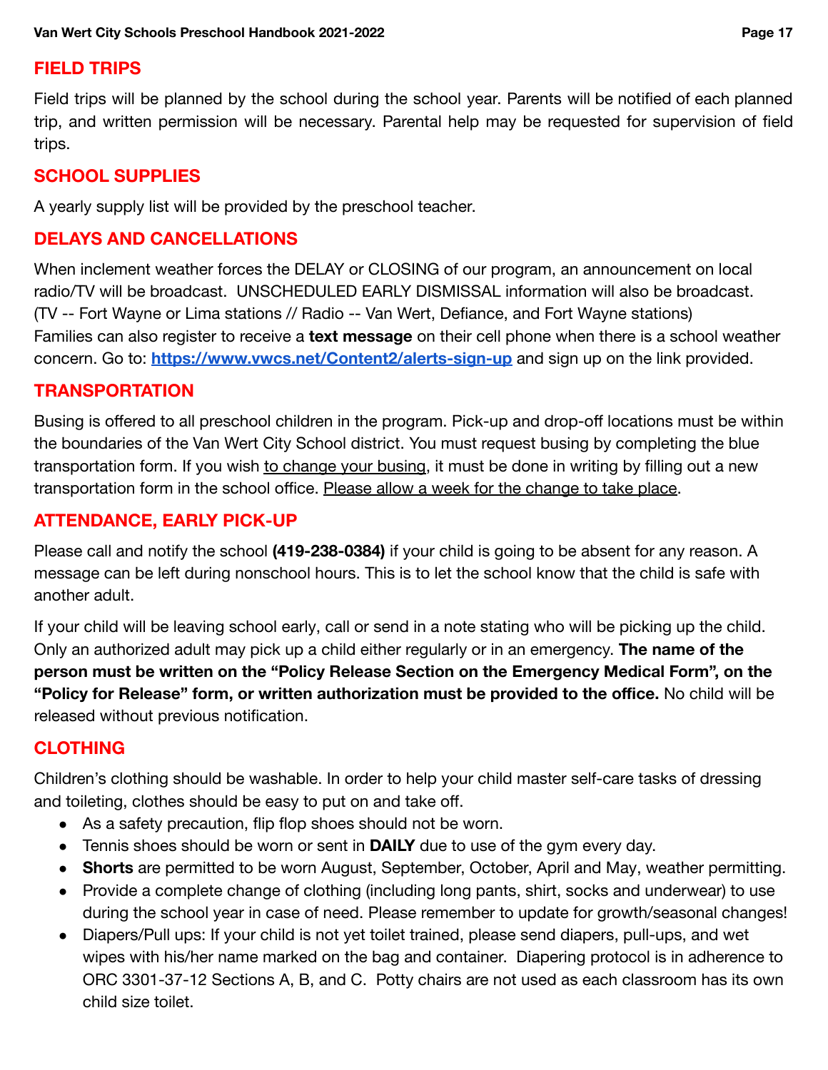## FIELD TRIPS

Field trips will be planned by the school during the school year. Parents will be notified of each planned trip, and written permission will be necessary. Parental help may be requested for supervision of field trips.

## SCHOOL SUPPLIES

A yearly supply list will be provided by the preschool teacher.

## DELAYS AND CANCELLATIONS

When inclement weather forces the DELAY or CLOSING of our program, an announcement on local radio/TV will be broadcast. UNSCHEDULED EARLY DISMISSAL information will also be broadcast. (TV -- Fort Wayne or Lima stations // Radio -- Van Wert, Defiance, and Fort Wayne stations) Families can also register to receive a **text message** on their cell phone when there is a school weather concern. Go to: **https://www.vwcs.net/Content2/alerts-sign-up** and sign up on the link provided.

## TRANSPORTATION

Busing is offered to all preschool children in the program. Pick-up and drop-off locations must be within the boundaries of the Van Wert City School district. You must request busing by completing the blue transportation form. If you wish to change your busing, it must be done in writing by filling out a new transportation form in the school office. Please allow a week for the change to take place.

## ATTENDANCE, EARLY PICK-UP

Please call and notify the school **(419-238-0384)** if your child is going to be absent for any reason. A message can be left during nonschool hours. This is to let the school know that the child is safe with another adult.

If your child will be leaving school early, call or send in a note stating who will be picking up the child. Only an authorized adult may pick up a child either regularly or in an emergency. **The name of the person must be written on the "Policy Release Section on the Emergency Medical Form", on the "Policy for Release" form, or written authorization must be provided to the office.** No child will be released without previous notification.

## CLOTHING

Children's clothing should be washable. In order to help your child master self-care tasks of dressing and toileting, clothes should be easy to put on and take off.

- As a safety precaution, flip flop shoes should not be worn.
- Tennis shoes should be worn or sent in **DAILY** due to use of the gym every day.
- **Shorts** are permitted to be worn August, September, October, April and May, weather permitting.
- Provide a complete change of clothing (including long pants, shirt, socks and underwear) to use during the school year in case of need. Please remember to update for growth/seasonal changes!
- Diapers/Pull ups: If your child is not yet toilet trained, please send diapers, pull-ups, and wet wipes with his/her name marked on the bag and container. Diapering protocol is in adherence to ORC 3301-37-12 Sections A, B, and C. Potty chairs are not used as each classroom has its own child size toilet.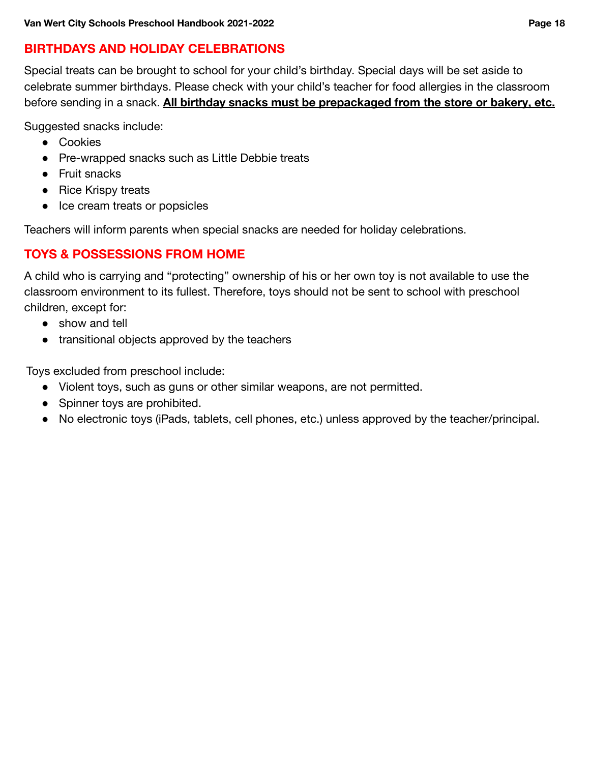## BIRTHDAYS AND HOLIDAY CELEBRATIONS

Special treats can be brought to school for your child's birthday. Special days will be set aside to celebrate summer birthdays. Please check with your child's teacher for food allergies in the classroom before sending in a snack. **All birthday snacks must be prepackaged from the store or bakery, etc.**

Suggested snacks include:

- Cookies
- Pre-wrapped snacks such as Little Debbie treats
- Fruit snacks
- Rice Krispy treats
- Ice cream treats or popsicles

Teachers will inform parents when special snacks are needed for holiday celebrations.

## TOYS & POSSESSIONS FROM HOME

A child who is carrying and "protecting" ownership of his or her own toy is not available to use the classroom environment to its fullest. Therefore, toys should not be sent to school with preschool children, except for:

- show and tell
- transitional objects approved by the teachers

Toys excluded from preschool include:

- Violent toys, such as guns or other similar weapons, are not permitted.
- Spinner toys are prohibited.
- No electronic toys (iPads, tablets, cell phones, etc.) unless approved by the teacher/principal.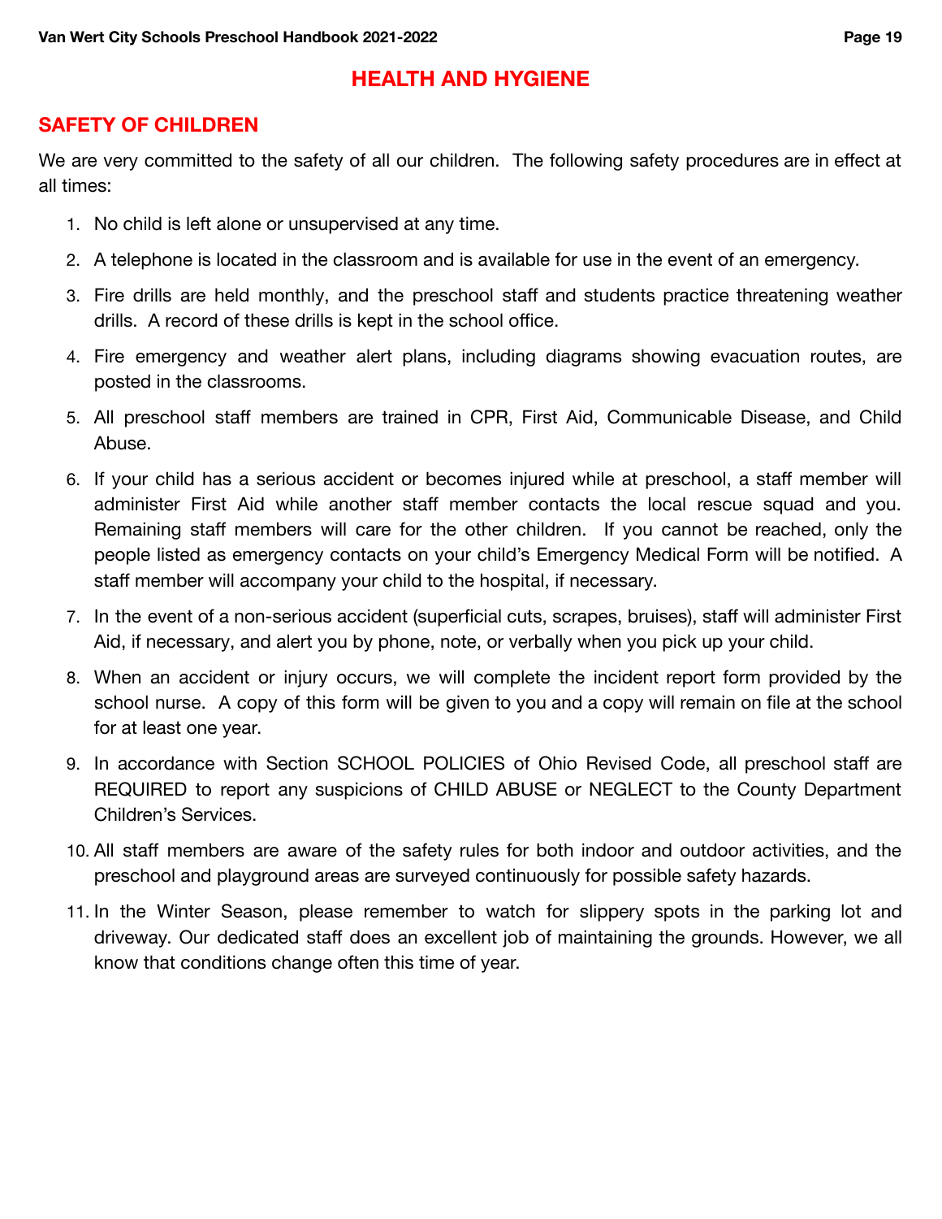# HEALTH AND HYGIENE

## SAFETY OF CHILDREN

We are very committed to the safety of all our children. The following safety procedures are in effect at all times:

1. No child is left alone or unsupervised at any time.
2. A telephone is located in the classroom and is available for use in the event of an emergency.
3. Fire drills are held monthly, and the preschool staff and students practice threatening weather drills. A record of these drills is kept in the school office.
4. Fire emergency and weather alert plans, including diagrams showing evacuation routes, are posted in the classrooms.
5. All preschool staff members are trained in CPR, First Aid, Communicable Disease, and Child Abuse.
6. If your child has a serious accident or becomes injured while at preschool, a staff member will administer First Aid while another staff member contacts the local rescue squad and you. Remaining staff members will care for the other children. If you cannot be reached, only the people listed as emergency contacts on your child's Emergency Medical Form will be notified. A staff member will accompany your child to the hospital, if necessary.
7. In the event of a non-serious accident (superficial cuts, scrapes, bruises), staff will administer First Aid, if necessary, and alert you by phone, note, or verbally when you pick up your child.
8. When an accident or injury occurs, we will complete the incident report form provided by the school nurse. A copy of this form will be given to you and a copy will remain on file at the school for at least one year.
9. In accordance with Section SCHOOL POLICIES of Ohio Revised Code, all preschool staff are REQUIRED to report any suspicions of CHILD ABUSE or NEGLECT to the County Department Children's Services.
10. All staff members are aware of the safety rules for both indoor and outdoor activities, and the preschool and playground areas are surveyed continuously for possible safety hazards.
11. In the Winter Season, please remember to watch for slippery spots in the parking lot and driveway. Our dedicated staff does an excellent job of maintaining the grounds. However, we all know that conditions change often this time of year.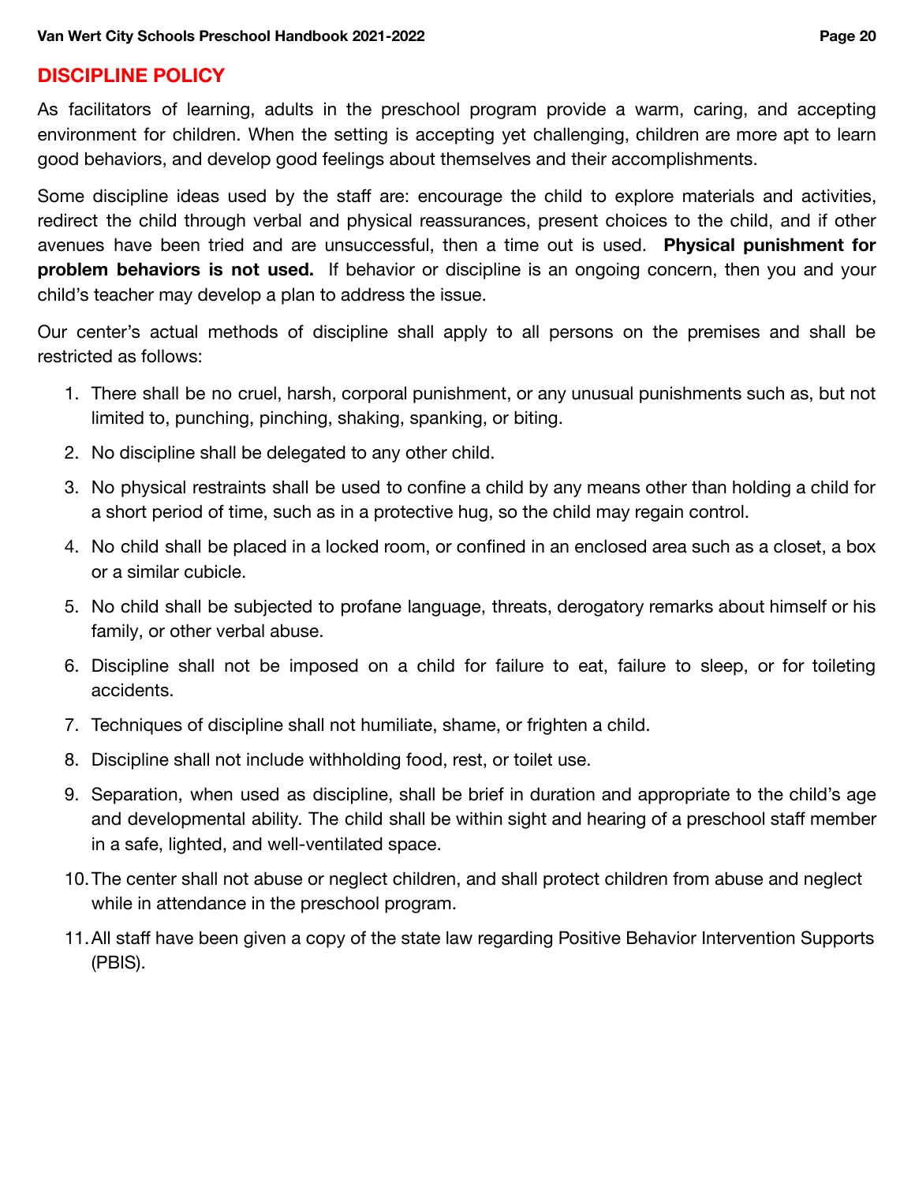## DISCIPLINE POLICY

As facilitators of learning, adults in the preschool program provide a warm, caring, and accepting environment for children. When the setting is accepting yet challenging, children are more apt to learn good behaviors, and develop good feelings about themselves and their accomplishments.

Some discipline ideas used by the staff are: encourage the child to explore materials and activities, redirect the child through verbal and physical reassurances, present choices to the child, and if other avenues have been tried and are unsuccessful, then a time out is used. **Physical punishment for problem behaviors is not used.** If behavior or discipline is an ongoing concern, then you and your child's teacher may develop a plan to address the issue.

Our center's actual methods of discipline shall apply to all persons on the premises and shall be restricted as follows:

1. There shall be no cruel, harsh, corporal punishment, or any unusual punishments such as, but not limited to, punching, pinching, shaking, spanking, or biting.
2. No discipline shall be delegated to any other child.
3. No physical restraints shall be used to confine a child by any means other than holding a child for a short period of time, such as in a protective hug, so the child may regain control.
4. No child shall be placed in a locked room, or confined in an enclosed area such as a closet, a box or a similar cubicle.
5. No child shall be subjected to profane language, threats, derogatory remarks about himself or his family, or other verbal abuse.
6. Discipline shall not be imposed on a child for failure to eat, failure to sleep, or for toileting accidents.
7. Techniques of discipline shall not humiliate, shame, or frighten a child.
8. Discipline shall not include withholding food, rest, or toilet use.
9. Separation, when used as discipline, shall be brief in duration and appropriate to the child's age and developmental ability. The child shall be within sight and hearing of a preschool staff member in a safe, lighted, and well-ventilated space.
10. The center shall not abuse or neglect children, and shall protect children from abuse and neglect while in attendance in the preschool program.
11. All staff have been given a copy of the state law regarding Positive Behavior Intervention Supports (PBIS).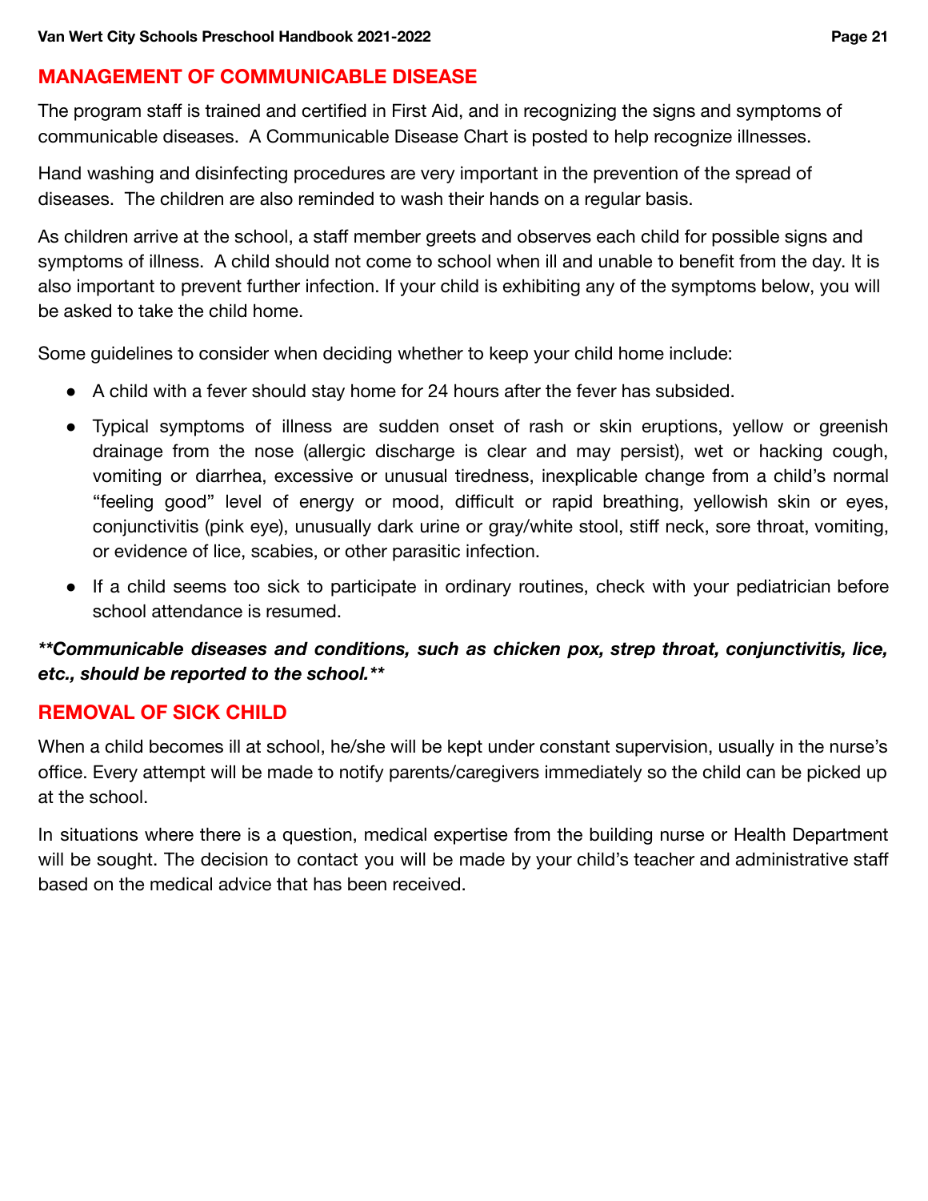## MANAGEMENT OF COMMUNICABLE DISEASE

The program staff is trained and certified in First Aid, and in recognizing the signs and symptoms of communicable diseases. A Communicable Disease Chart is posted to help recognize illnesses.

Hand washing and disinfecting procedures are very important in the prevention of the spread of diseases. The children are also reminded to wash their hands on a regular basis.

As children arrive at the school, a staff member greets and observes each child for possible signs and symptoms of illness. A child should not come to school when ill and unable to benefit from the day. It is also important to prevent further infection. If your child is exhibiting any of the symptoms below, you will be asked to take the child home.

Some guidelines to consider when deciding whether to keep your child home include:

- A child with a fever should stay home for 24 hours after the fever has subsided.
- Typical symptoms of illness are sudden onset of rash or skin eruptions, yellow or greenish drainage from the nose (allergic discharge is clear and may persist), wet or hacking cough, vomiting or diarrhea, excessive or unusual tiredness, inexplicable change from a child's normal "feeling good" level of energy or mood, difficult or rapid breathing, yellowish skin or eyes, conjunctivitis (pink eye), unusually dark urine or gray/white stool, stiff neck, sore throat, vomiting, or evidence of lice, scabies, or other parasitic infection.
- If a child seems too sick to participate in ordinary routines, check with your pediatrician before school attendance is resumed.

***Communicable diseases and conditions, such as chicken pox, strep throat, conjunctivitis, lice, etc., should be reported to the school.***

## REMOVAL OF SICK CHILD

When a child becomes ill at school, he/she will be kept under constant supervision, usually in the nurse's office. Every attempt will be made to notify parents/caregivers immediately so the child can be picked up at the school.

In situations where there is a question, medical expertise from the building nurse or Health Department will be sought. The decision to contact you will be made by your child's teacher and administrative staff based on the medical advice that has been received.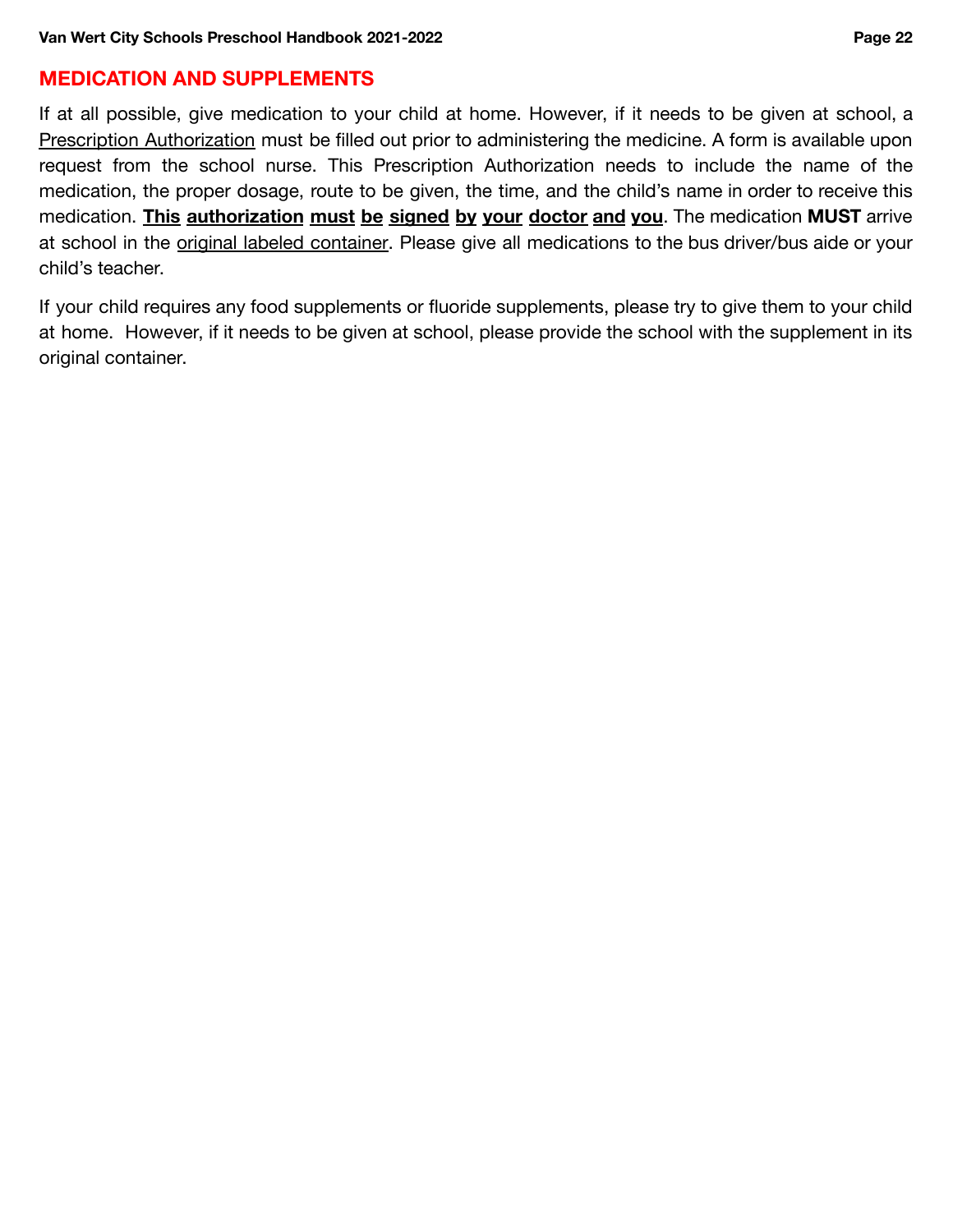## MEDICATION AND SUPPLEMENTS

If at all possible, give medication to your child at home. However, if it needs to be given at school, a Prescription Authorization must be filled out prior to administering the medicine. A form is available upon request from the school nurse. This Prescription Authorization needs to include the name of the medication, the proper dosage, route to be given, the time, and the child's name in order to receive this medication. **This authorization must be signed by your doctor and you**. The medication **MUST** arrive at school in the original labeled container. Please give all medications to the bus driver/bus aide or your child's teacher.

If your child requires any food supplements or fluoride supplements, please try to give them to your child at home. However, if it needs to be given at school, please provide the school with the supplement in its original container.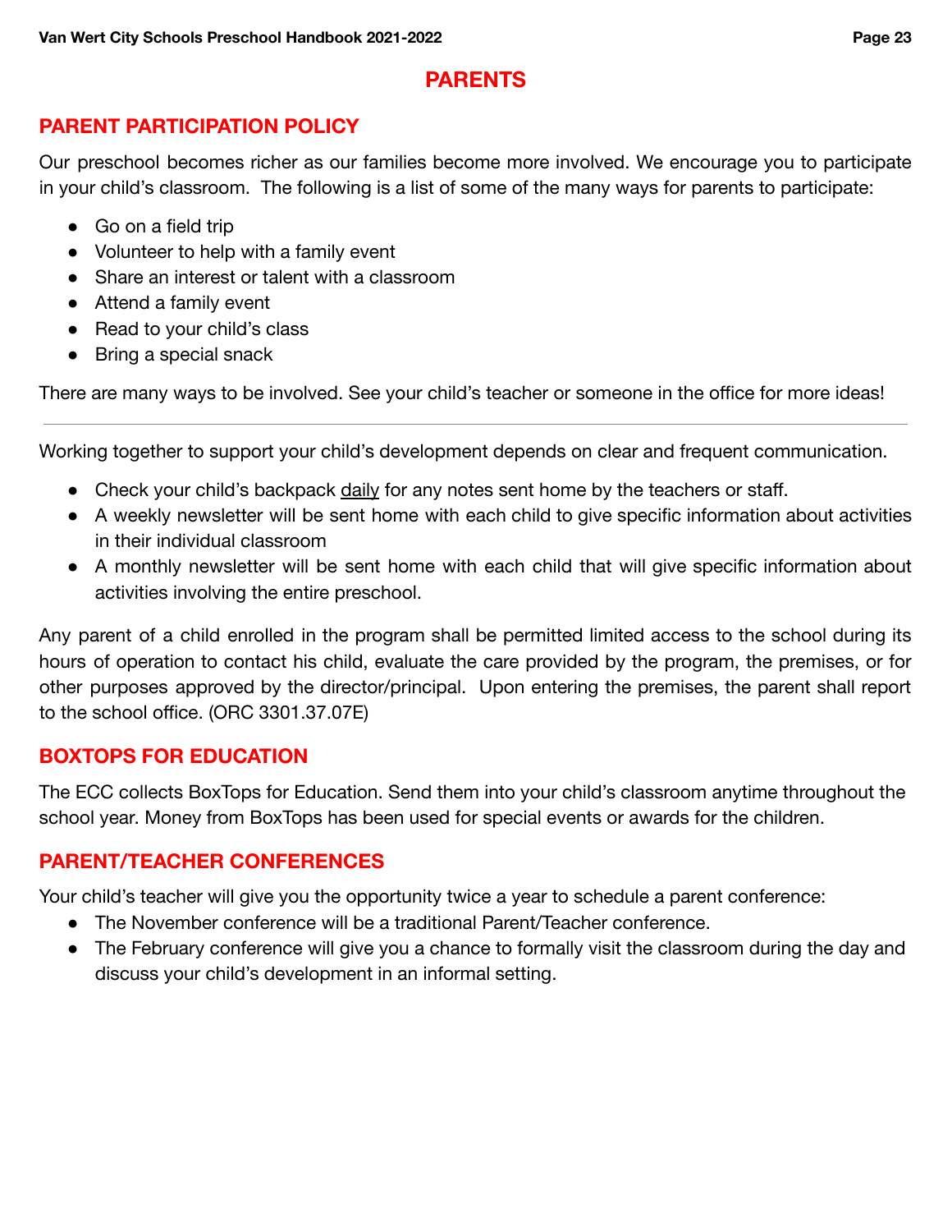# PARENTS

## PARENT PARTICIPATION POLICY

Our preschool becomes richer as our families become more involved. We encourage you to participate in your child's classroom. The following is a list of some of the many ways for parents to participate:

- Go on a field trip
- Volunteer to help with a family event
- Share an interest or talent with a classroom
- Attend a family event
- Read to your child's class
- Bring a special snack

There are many ways to be involved. See your child's teacher or someone in the office for more ideas!

---

Working together to support your child's development depends on clear and frequent communication.

- Check your child's backpack <u>daily</u> for any notes sent home by the teachers or staff.
- A weekly newsletter will be sent home with each child to give specific information about activities in their individual classroom
- A monthly newsletter will be sent home with each child that will give specific information about activities involving the entire preschool.

Any parent of a child enrolled in the program shall be permitted limited access to the school during its hours of operation to contact his child, evaluate the care provided by the program, the premises, or for other purposes approved by the director/principal. Upon entering the premises, the parent shall report to the school office. (ORC 3301.37.07E)

## BOXTOPS FOR EDUCATION

The ECC collects BoxTops for Education. Send them into your child's classroom anytime throughout the school year. Money from BoxTops has been used for special events or awards for the children.

## PARENT/TEACHER CONFERENCES

Your child's teacher will give you the opportunity twice a year to schedule a parent conference:

- The November conference will be a traditional Parent/Teacher conference.
- The February conference will give you a chance to formally visit the classroom during the day and discuss your child's development in an informal setting.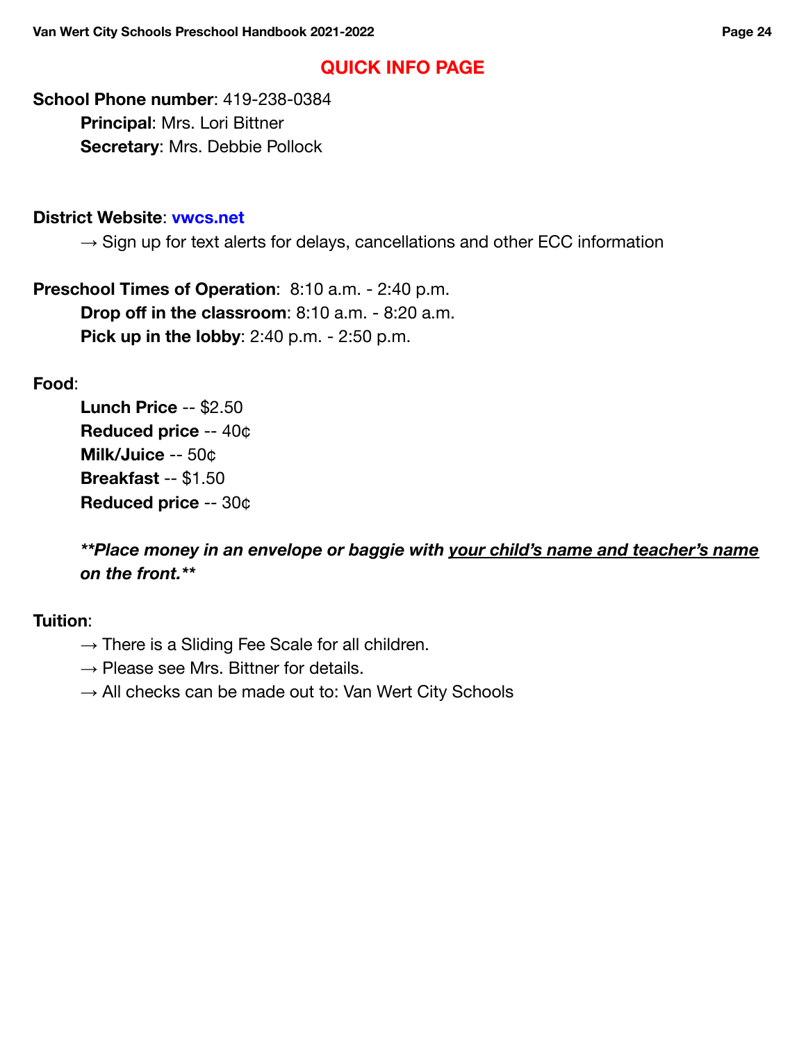## QUICK INFO PAGE

**School Phone number**: 419-238-0384

**Principal**: Mrs. Lori Bittner

**Secretary**: Mrs. Debbie Pollock

**District Website**: **vwcs.net**

→ Sign up for text alerts for delays, cancellations and other ECC information

**Preschool Times of Operation**: 8:10 a.m. - 2:40 p.m.

**Drop off in the classroom**: 8:10 a.m. - 8:20 a.m.

**Pick up in the lobby**: 2:40 p.m. - 2:50 p.m.

**Food**:

**Lunch Price** -- $2.50

**Reduced price** -- 40¢

**Milk/Juice** -- 50¢

**Breakfast** -- $1.50

**Reduced price** -- 30¢

***\*\*Place money in an envelope or baggie with <u>your child's name and teacher's name</u> on the front.\*\****

**Tuition**:

→ There is a Sliding Fee Scale for all children.

→ Please see Mrs. Bittner for details.

→ All checks can be made out to: Van Wert City Schools